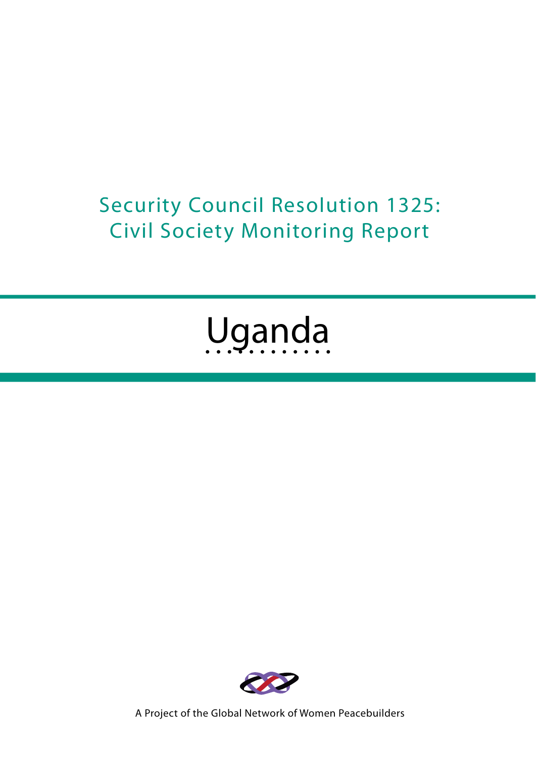# Security Council Resolution 1325: Civil Society Monitoring Report

# Uganda

A Project of the Global Network of Women Peacebuilders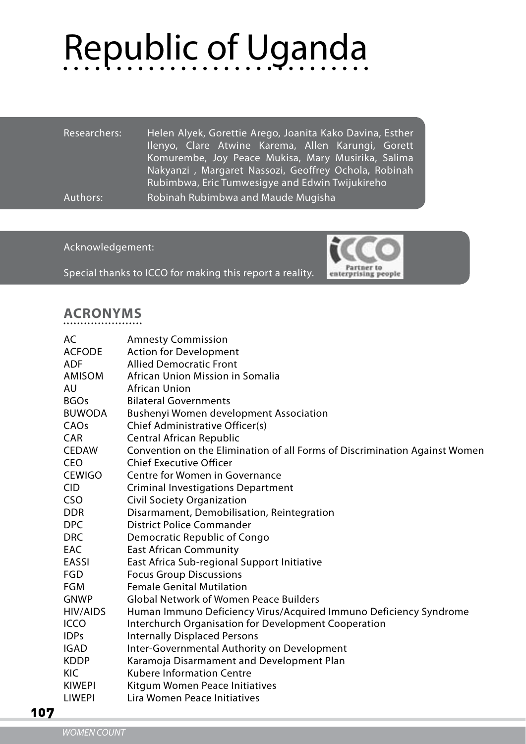# Republic of Uganda

Researchers: Helen Alyek, Gorettie Arego, Joanita Kako Davina, Esther Ilenyo, Clare Atwine Karema, Allen Karungi, Gorett Komurembe, Joy Peace Mukisa, Mary Musirika, Salima Nakyanzi , Margaret Nassozi, Geoffrey Ochola, Robinah Rubimbwa, Eric Tumwesigye and Edwin Twijukireho

Authors: Robinah Rubimbwa and Maude Mugisha

Acknowledgement:

Special thanks to ICCO for making this report a reality.

## ACRONYMS

| | |
|---|---|
| AC | Amnesty Commission |
| ACFODE | Action for Development |
| ADF | Allied Democratic Front |
| AMISOM | African Union Mission in Somalia |
| AU | African Union |
| BGOs | Bilateral Governments |
| BUWODA | Bushenyi Women development Association |
| CAOs | Chief Administrative Officer(s) |
| CAR | Central African Republic |
| CEDAW | Convention on the Elimination of all Forms of Discrimination Against Women |
| CEO | Chief Executive Officer |
| CEWIGO | Centre for Women in Governance |
| CID | Criminal Investigations Department |
| CSO | Civil Society Organization |
| DDR | Disarmament, Demobilisation, Reintegration |
| DPC | District Police Commander |
| DRC | Democratic Republic of Congo |
| EAC | East African Community |
| EASSI | East Africa Sub-regional Support Initiative |
| FGD | Focus Group Discussions |
| FGM | Female Genital Mutilation |
| GNWP | Global Network of Women Peace Builders |
| HIV/AIDS | Human Immuno Deficiency Virus/Acquired Immuno Deficiency Syndrome |
| ICCO | Interchurch Organisation for Development Cooperation |
| IDPs | Internally Displaced Persons |
| IGAD | Inter-Governmental Authority on Development |
| KDDP | Karamoja Disarmament and Development Plan |
| KIC | Kubere Information Centre |
| KIWEPI | Kitgum Women Peace Initiatives |
| LIWEPI | Lira Women Peace Initiatives |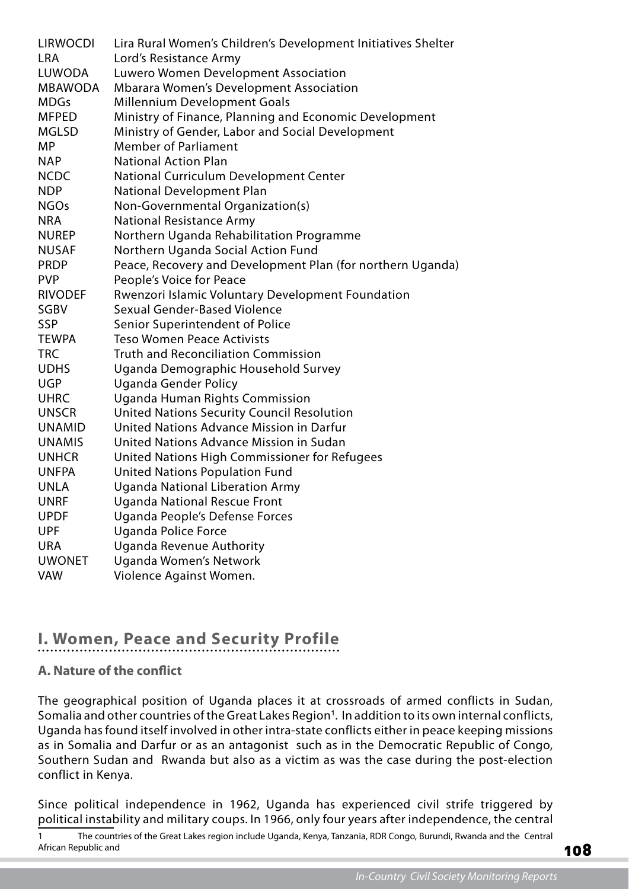| | |
|---|---|
| LIRWOCDI | Lira Rural Women's Children's Development Initiatives Shelter |
| LRA | Lord's Resistance Army |
| LUWODA | Luwero Women Development Association |
| MBAWODA | Mbarara Women's Development Association |
| MDGs | Millennium Development Goals |
| MFPED | Ministry of Finance, Planning and Economic Development |
| MGLSD | Ministry of Gender, Labor and Social Development |
| MP | Member of Parliament |
| NAP | National Action Plan |
| NCDC | National Curriculum Development Center |
| NDP | National Development Plan |
| NGOs | Non-Governmental Organization(s) |
| NRA | National Resistance Army |
| NUREP | Northern Uganda Rehabilitation Programme |
| NUSAF | Northern Uganda Social Action Fund |
| PRDP | Peace, Recovery and Development Plan (for northern Uganda) |
| PVP | People's Voice for Peace |
| RIVODEF | Rwenzori Islamic Voluntary Development Foundation |
| SGBV | Sexual Gender-Based Violence |
| SSP | Senior Superintendent of Police |
| TEWPA | Teso Women Peace Activists |
| TRC | Truth and Reconciliation Commission |
| UDHS | Uganda Demographic Household Survey |
| UGP | Uganda Gender Policy |
| UHRC | Uganda Human Rights Commission |
| UNSCR | United Nations Security Council Resolution |
| UNAMID | United Nations Advance Mission in Darfur |
| UNAMIS | United Nations Advance Mission in Sudan |
| UNHCR | United Nations High Commissioner for Refugees |
| UNFPA | United Nations Population Fund |
| UNLA | Uganda National Liberation Army |
| UNRF | Uganda National Rescue Front |
| UPDF | Uganda People's Defense Forces |
| UPF | Uganda Police Force |
| URA | Uganda Revenue Authority |
| UWONET | Uganda Women's Network |
| VAW | Violence Against Women. |

## I. Women, Peace and Security Profile

### A. Nature of the conflict

The geographical position of Uganda places it at crossroads of armed conflicts in Sudan, Somalia and other countries of the Great Lakes Region[1]. In addition to its own internal conflicts, Uganda has found itself involved in other intra-state conflicts either in peace keeping missions as in Somalia and Darfur or as an antagonist such as in the Democratic Republic of Congo, Southern Sudan and Rwanda but also as a victim as was the case during the post-election conflict in Kenya.

Since political independence in 1962, Uganda has experienced civil strife triggered by political instability and military coups. In 1966, only four years after independence, the central

1 The countries of the Great Lakes region include Uganda, Kenya, Tanzania, RDR Congo, Burundi, Rwanda and the Central African Republic and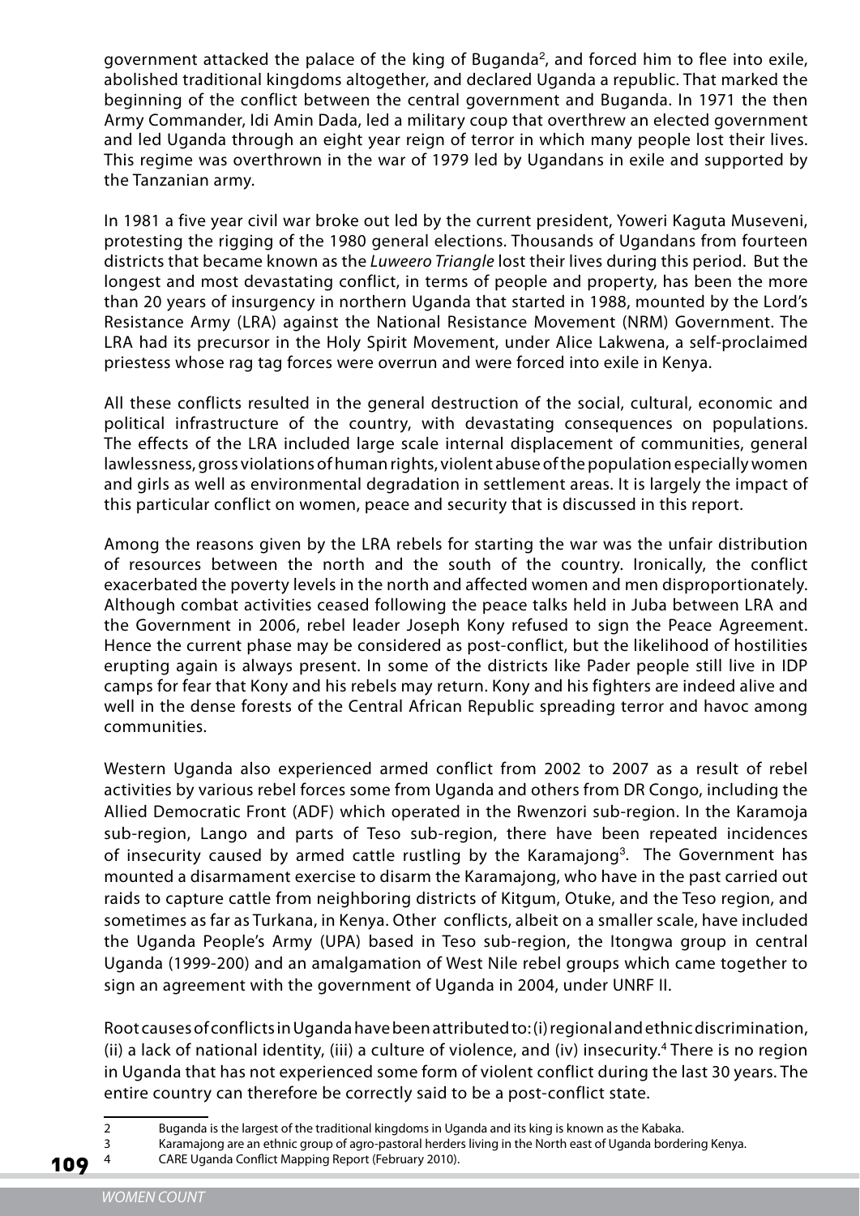government attacked the palace of the king of Buganda[2], and forced him to flee into exile, abolished traditional kingdoms altogether, and declared Uganda a republic. That marked the beginning of the conflict between the central government and Buganda. In 1971 the then Army Commander, Idi Amin Dada, led a military coup that overthrew an elected government and led Uganda through an eight year reign of terror in which many people lost their lives. This regime was overthrown in the war of 1979 led by Ugandans in exile and supported by the Tanzanian army.

In 1981 a five year civil war broke out led by the current president, Yoweri Kaguta Museveni, protesting the rigging of the 1980 general elections. Thousands of Ugandans from fourteen districts that became known as the *Luweero Triangle* lost their lives during this period. But the longest and most devastating conflict, in terms of people and property, has been the more than 20 years of insurgency in northern Uganda that started in 1988, mounted by the Lord's Resistance Army (LRA) against the National Resistance Movement (NRM) Government. The LRA had its precursor in the Holy Spirit Movement, under Alice Lakwena, a self-proclaimed priestess whose rag tag forces were overrun and were forced into exile in Kenya.

All these conflicts resulted in the general destruction of the social, cultural, economic and political infrastructure of the country, with devastating consequences on populations. The effects of the LRA included large scale internal displacement of communities, general lawlessness, gross violations of human rights, violent abuse of the population especially women and girls as well as environmental degradation in settlement areas. It is largely the impact of this particular conflict on women, peace and security that is discussed in this report.

Among the reasons given by the LRA rebels for starting the war was the unfair distribution of resources between the north and the south of the country. Ironically, the conflict exacerbated the poverty levels in the north and affected women and men disproportionately. Although combat activities ceased following the peace talks held in Juba between LRA and the Government in 2006, rebel leader Joseph Kony refused to sign the Peace Agreement. Hence the current phase may be considered as post-conflict, but the likelihood of hostilities erupting again is always present. In some of the districts like Pader people still live in IDP camps for fear that Kony and his rebels may return. Kony and his fighters are indeed alive and well in the dense forests of the Central African Republic spreading terror and havoc among communities.

Western Uganda also experienced armed conflict from 2002 to 2007 as a result of rebel activities by various rebel forces some from Uganda and others from DR Congo, including the Allied Democratic Front (ADF) which operated in the Rwenzori sub-region. In the Karamoja sub-region, Lango and parts of Teso sub-region, there have been repeated incidences of insecurity caused by armed cattle rustling by the Karamajong[3]. The Government has mounted a disarmament exercise to disarm the Karamajong, who have in the past carried out raids to capture cattle from neighboring districts of Kitgum, Otuke, and the Teso region, and sometimes as far as Turkana, in Kenya. Other conflicts, albeit on a smaller scale, have included the Uganda People's Army (UPA) based in Teso sub-region, the Itongwa group in central Uganda (1999-200) and an amalgamation of West Nile rebel groups which came together to sign an agreement with the government of Uganda in 2004, under UNRF II.

Root causes of conflicts in Uganda have been attributed to: (i) regional and ethnic discrimination, (ii) a lack of national identity, (iii) a culture of violence, and (iv) insecurity.[4] There is no region in Uganda that has not experienced some form of violent conflict during the last 30 years. The entire country can therefore be correctly said to be a post-conflict state.

---

2 Buganda is the largest of the traditional kingdoms in Uganda and its king is known as the Kabaka.

3 Karamajong are an ethnic group of agro-pastoral herders living in the North east of Uganda bordering Kenya.

4 CARE Uganda Conflict Mapping Report (February 2010).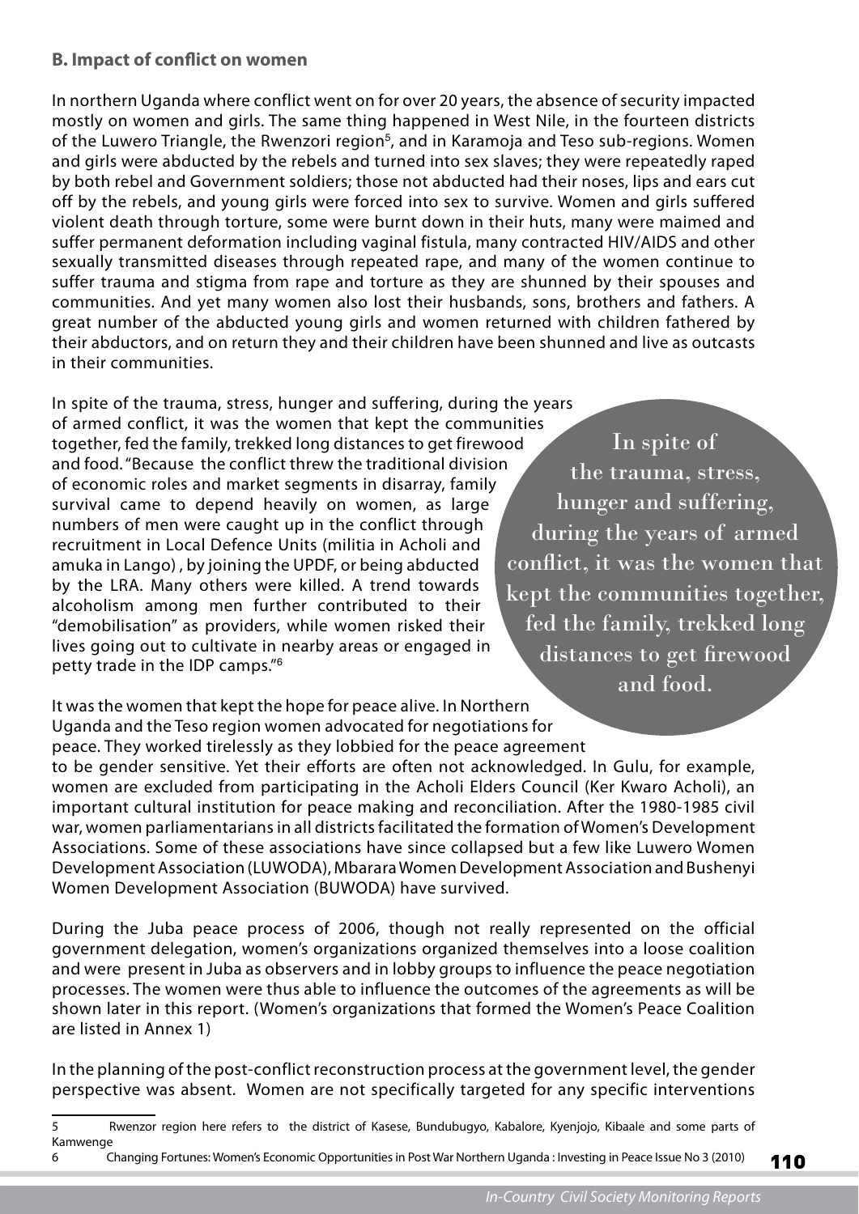### B. Impact of conflict on women

In northern Uganda where conflict went on for over 20 years, the absence of security impacted mostly on women and girls. The same thing happened in West Nile, in the fourteen districts of the Luwero Triangle, the Rwenzori region[5], and in Karamoja and Teso sub-regions. Women and girls were abducted by the rebels and turned into sex slaves; they were repeatedly raped by both rebel and Government soldiers; those not abducted had their noses, lips and ears cut off by the rebels, and young girls were forced into sex to survive. Women and girls suffered violent death through torture, some were burnt down in their huts, many were maimed and suffer permanent deformation including vaginal fistula, many contracted HIV/AIDS and other sexually transmitted diseases through repeated rape, and many of the women continue to suffer trauma and stigma from rape and torture as they are shunned by their spouses and communities. And yet many women also lost their husbands, sons, brothers and fathers. A great number of the abducted young girls and women returned with children fathered by their abductors, and on return they and their children have been shunned and live as outcasts in their communities.

In spite of the trauma, stress, hunger and suffering, during the years of armed conflict, it was the women that kept the communities together, fed the family, trekked long distances to get firewood and food. "Because the conflict threw the traditional division of economic roles and market segments in disarray, family survival came to depend heavily on women, as large numbers of men were caught up in the conflict through recruitment in Local Defence Units (militia in Acholi and amuka in Lango) , by joining the UPDF, or being abducted by the LRA. Many others were killed. A trend towards alcoholism among men further contributed to their "demobilisation" as providers, while women risked their lives going out to cultivate in nearby areas or engaged in petty trade in the IDP camps."[6]

> In spite of the trauma, stress, hunger and suffering, during the years of armed conflict, it was the women that kept the communities together, fed the family, trekked long distances to get firewood and food.

It was the women that kept the hope for peace alive. In Northern Uganda and the Teso region women advocated for negotiations for peace. They worked tirelessly as they lobbied for the peace agreement to be gender sensitive. Yet their efforts are often not acknowledged. In Gulu, for example, women are excluded from participating in the Acholi Elders Council (Ker Kwaro Acholi), an important cultural institution for peace making and reconciliation. After the 1980-1985 civil war, women parliamentarians in all districts facilitated the formation of Women's Development Associations. Some of these associations have since collapsed but a few like Luwero Women Development Association (LUWODA), Mbarara Women Development Association and Bushenyi Women Development Association (BUWODA) have survived.

During the Juba peace process of 2006, though not really represented on the official government delegation, women's organizations organized themselves into a loose coalition and were present in Juba as observers and in lobby groups to influence the peace negotiation processes. The women were thus able to influence the outcomes of the agreements as will be shown later in this report. (Women's organizations that formed the Women's Peace Coalition are listed in Annex 1)

In the planning of the post-conflict reconstruction process at the government level, the gender perspective was absent. Women are not specifically targeted for any specific interventions

---

5 Rwenzor region here refers to the district of Kasese, Bundubugyo, Kabalore, Kyenjojo, Kibaale and some parts of Kamwenge

6 Changing Fortunes: Women's Economic Opportunities in Post War Northern Uganda : Investing in Peace Issue No 3 (2010)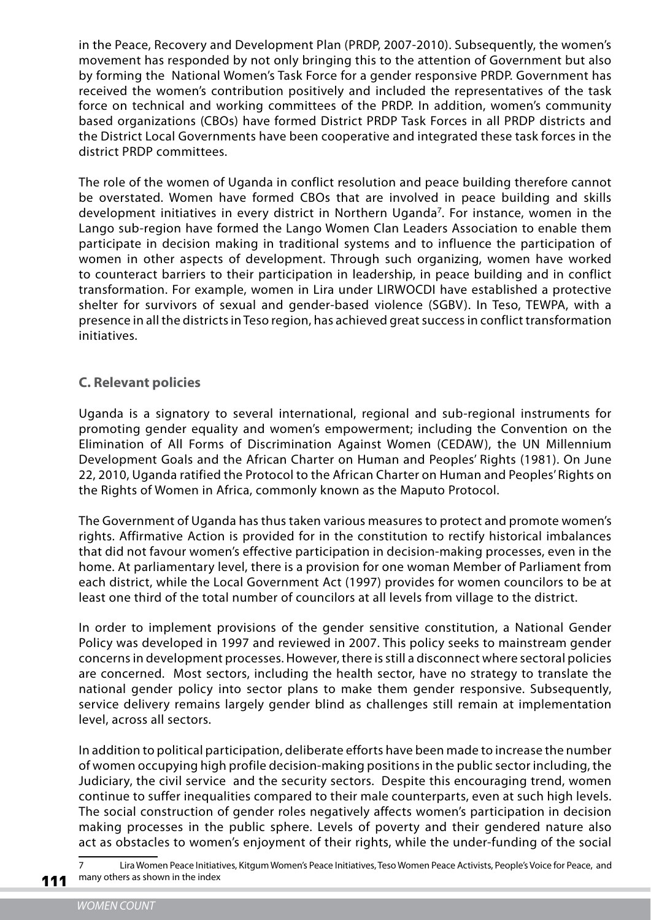in the Peace, Recovery and Development Plan (PRDP, 2007-2010). Subsequently, the women's movement has responded by not only bringing this to the attention of Government but also by forming the National Women's Task Force for a gender responsive PRDP. Government has received the women's contribution positively and included the representatives of the task force on technical and working committees of the PRDP. In addition, women's community based organizations (CBOs) have formed District PRDP Task Forces in all PRDP districts and the District Local Governments have been cooperative and integrated these task forces in the district PRDP committees.

The role of the women of Uganda in conflict resolution and peace building therefore cannot be overstated. Women have formed CBOs that are involved in peace building and skills development initiatives in every district in Northern Uganda[7]. For instance, women in the Lango sub-region have formed the Lango Women Clan Leaders Association to enable them participate in decision making in traditional systems and to influence the participation of women in other aspects of development. Through such organizing, women have worked to counteract barriers to their participation in leadership, in peace building and in conflict transformation. For example, women in Lira under LIRWOCDI have established a protective shelter for survivors of sexual and gender-based violence (SGBV). In Teso, TEWPA, with a presence in all the districts in Teso region, has achieved great success in conflict transformation initiatives.

### C. Relevant policies

Uganda is a signatory to several international, regional and sub-regional instruments for promoting gender equality and women's empowerment; including the Convention on the Elimination of All Forms of Discrimination Against Women (CEDAW), the UN Millennium Development Goals and the African Charter on Human and Peoples' Rights (1981). On June 22, 2010, Uganda ratified the Protocol to the African Charter on Human and Peoples' Rights on the Rights of Women in Africa, commonly known as the Maputo Protocol.

The Government of Uganda has thus taken various measures to protect and promote women's rights. Affirmative Action is provided for in the constitution to rectify historical imbalances that did not favour women's effective participation in decision-making processes, even in the home. At parliamentary level, there is a provision for one woman Member of Parliament from each district, while the Local Government Act (1997) provides for women councilors to be at least one third of the total number of councilors at all levels from village to the district.

In order to implement provisions of the gender sensitive constitution, a National Gender Policy was developed in 1997 and reviewed in 2007. This policy seeks to mainstream gender concerns in development processes. However, there is still a disconnect where sectoral policies are concerned. Most sectors, including the health sector, have no strategy to translate the national gender policy into sector plans to make them gender responsive. Subsequently, service delivery remains largely gender blind as challenges still remain at implementation level, across all sectors.

In addition to political participation, deliberate efforts have been made to increase the number of women occupying high profile decision-making positions in the public sector including, the Judiciary, the civil service and the security sectors. Despite this encouraging trend, women continue to suffer inequalities compared to their male counterparts, even at such high levels. The social construction of gender roles negatively affects women's participation in decision making processes in the public sphere. Levels of poverty and their gendered nature also act as obstacles to women's enjoyment of their rights, while the under-funding of the social

7 Lira Women Peace Initiatives, Kitgum Women's Peace Initiatives, Teso Women Peace Activists, People's Voice for Peace, and many others as shown in the index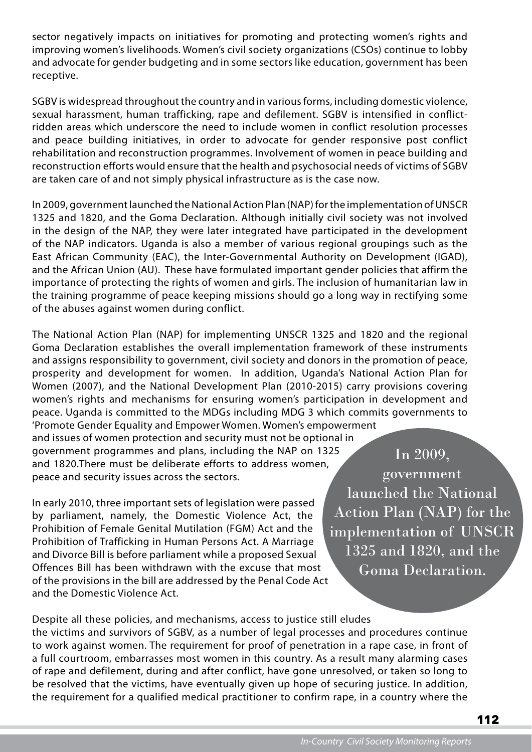sector negatively impacts on initiatives for promoting and protecting women's rights and improving women's livelihoods. Women's civil society organizations (CSOs) continue to lobby and advocate for gender budgeting and in some sectors like education, government has been receptive.

SGBV is widespread throughout the country and in various forms, including domestic violence, sexual harassment, human trafficking, rape and defilement. SGBV is intensified in conflict-ridden areas which underscore the need to include women in conflict resolution processes and peace building initiatives, in order to advocate for gender responsive post conflict rehabilitation and reconstruction programmes. Involvement of women in peace building and reconstruction efforts would ensure that the health and psychosocial needs of victims of SGBV are taken care of and not simply physical infrastructure as is the case now.

In 2009, government launched the National Action Plan (NAP) for the implementation of UNSCR 1325 and 1820, and the Goma Declaration. Although initially civil society was not involved in the design of the NAP, they were later integrated have participated in the development of the NAP indicators. Uganda is also a member of various regional groupings such as the East African Community (EAC), the Inter-Governmental Authority on Development (IGAD), and the African Union (AU). These have formulated important gender policies that affirm the importance of protecting the rights of women and girls. The inclusion of humanitarian law in the training programme of peace keeping missions should go a long way in rectifying some of the abuses against women during conflict.

The National Action Plan (NAP) for implementing UNSCR 1325 and 1820 and the regional Goma Declaration establishes the overall implementation framework of these instruments and assigns responsibility to government, civil society and donors in the promotion of peace, prosperity and development for women. In addition, Uganda's National Action Plan for Women (2007), and the National Development Plan (2010-2015) carry provisions covering women's rights and mechanisms for ensuring women's participation in development and peace. Uganda is committed to the MDGs including MDG 3 which commits governments to 'Promote Gender Equality and Empower Women. Women's empowerment and issues of women protection and security must not be optional in government programmes and plans, including the NAP on 1325 and 1820.There must be deliberate efforts to address women, peace and security issues across the sectors.

> In 2009, government launched the National Action Plan (NAP) for the implementation of UNSCR 1325 and 1820, and the Goma Declaration.

In early 2010, three important sets of legislation were passed by parliament, namely, the Domestic Violence Act, the Prohibition of Female Genital Mutilation (FGM) Act and the Prohibition of Trafficking in Human Persons Act. A Marriage and Divorce Bill is before parliament while a proposed Sexual Offences Bill has been withdrawn with the excuse that most of the provisions in the bill are addressed by the Penal Code Act and the Domestic Violence Act.

Despite all these policies, and mechanisms, access to justice still eludes the victims and survivors of SGBV, as a number of legal processes and procedures continue to work against women. The requirement for proof of penetration in a rape case, in front of a full courtroom, embarrasses most women in this country. As a result many alarming cases of rape and defilement, during and after conflict, have gone unresolved, or taken so long to be resolved that the victims, have eventually given up hope of securing justice. In addition, the requirement for a qualified medical practitioner to confirm rape, in a country where the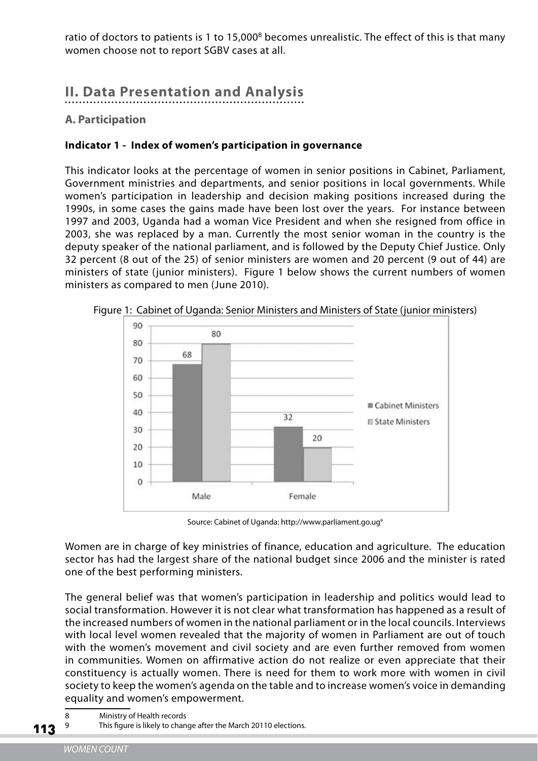ratio of doctors to patients is 1 to 15,000[8] becomes unrealistic. The effect of this is that many women choose not to report SGBV cases at all.

## II. Data Presentation and Analysis

### A. Participation

**Indicator 1 - Index of women's participation in governance**

This indicator looks at the percentage of women in senior positions in Cabinet, Parliament, Government ministries and departments, and senior positions in local governments. While women's participation in leadership and decision making positions increased during the 1990s, in some cases the gains made have been lost over the years. For instance between 1997 and 2003, Uganda had a woman Vice President and when she resigned from office in 2003, she was replaced by a man. Currently the most senior woman in the country is the deputy speaker of the national parliament, and is followed by the Deputy Chief Justice. Only 32 percent (8 out of the 25) of senior ministers are women and 20 percent (9 out of 44) are ministers of state (junior ministers). Figure 1 below shows the current numbers of women ministers as compared to men (June 2010).

Figure 1: Cabinet of Uganda: Senior Ministers and Ministers of State (junior ministers)

90
80
70
60
50
40
30
20
10
0

68
80
32
20

Male
Female

Cabinet Ministers
State Ministers

Source: Cabinet of Uganda: http://www.parliament.go.ug[9]

Women are in charge of key ministries of finance, education and agriculture. The education sector has had the largest share of the national budget since 2006 and the minister is rated one of the best performing ministers.

The general belief was that women's participation in leadership and politics would lead to social transformation. However it is not clear what transformation has happened as a result of the increased numbers of women in the national parliament or in the local councils. Interviews with local level women revealed that the majority of women in Parliament are out of touch with the women's movement and civil society and are even further removed from women in communities. Women on affirmative action do not realize or even appreciate that their constituency is actually women. There is need for them to work more with women in civil society to keep the women's agenda on the table and to increase women's voice in demanding equality and women's empowerment.

8 Ministry of Health records

9 This figure is likely to change after the March 20110 elections.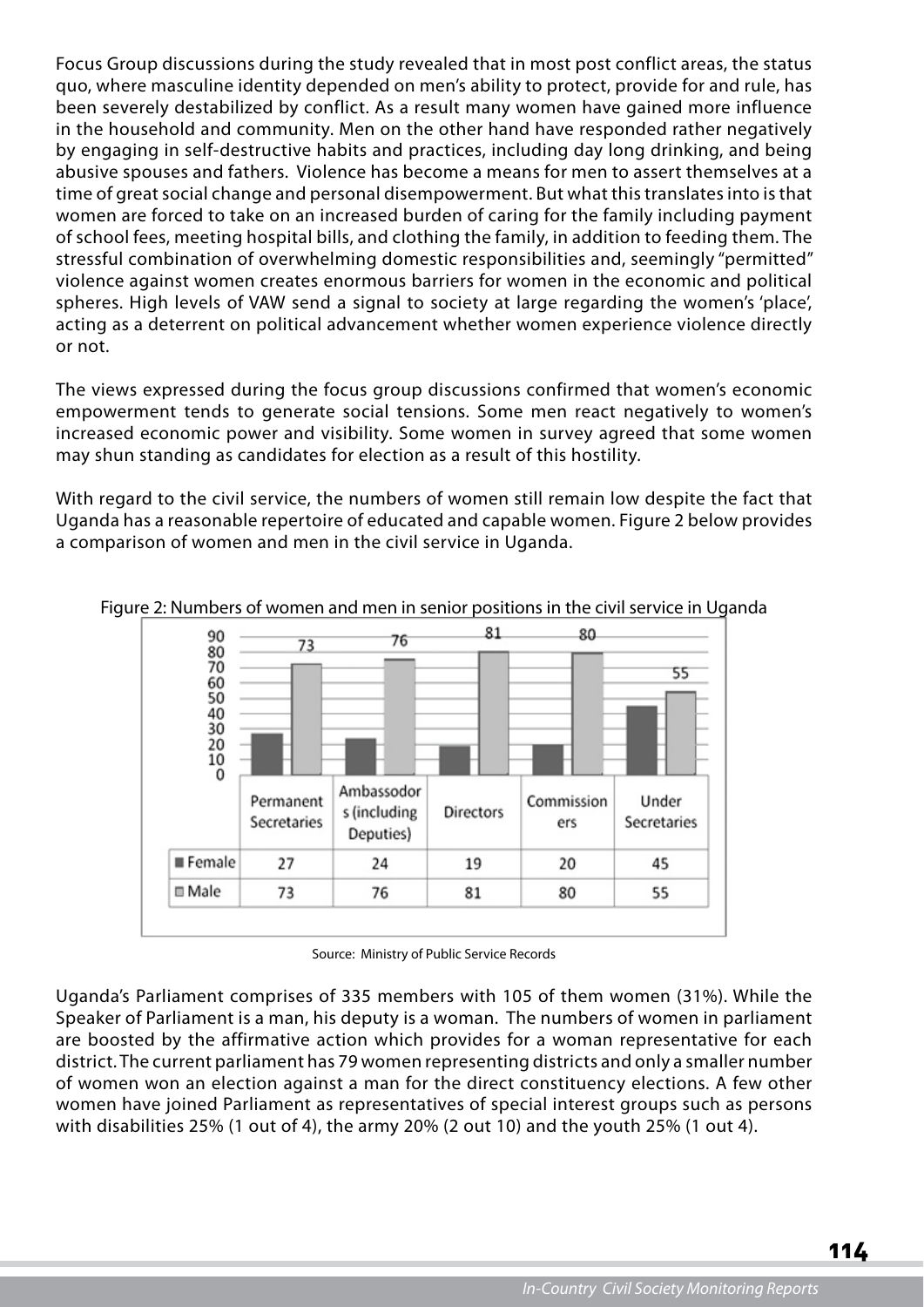Focus Group discussions during the study revealed that in most post conflict areas, the status quo, where masculine identity depended on men's ability to protect, provide for and rule, has been severely destabilized by conflict. As a result many women have gained more influence in the household and community. Men on the other hand have responded rather negatively by engaging in self-destructive habits and practices, including day long drinking, and being abusive spouses and fathers. Violence has become a means for men to assert themselves at a time of great social change and personal disempowerment. But what this translates into is that women are forced to take on an increased burden of caring for the family including payment of school fees, meeting hospital bills, and clothing the family, in addition to feeding them. The stressful combination of overwhelming domestic responsibilities and, seemingly "permitted" violence against women creates enormous barriers for women in the economic and political spheres. High levels of VAW send a signal to society at large regarding the women's 'place', acting as a deterrent on political advancement whether women experience violence directly or not.

The views expressed during the focus group discussions confirmed that women's economic empowerment tends to generate social tensions. Some men react negatively to women's increased economic power and visibility. Some women in survey agreed that some women may shun standing as candidates for election as a result of this hostility.

With regard to the civil service, the numbers of women still remain low despite the fact that Uganda has a reasonable repertoire of educated and capable women. Figure 2 below provides a comparison of women and men in the civil service in Uganda.

Figure 2: Numbers of women and men in senior positions in the civil service in Uganda

90
80
70
60
50
40
30
20
10
0

73 76 81 80 55

Permanent Secretaries | Ambassodors (including Deputies) | Directors | Commissioners | Under Secretaries

Female: 27, 24, 19, 20, 45

Male: 73, 76, 81, 80, 55

Source: Ministry of Public Service Records

Uganda's Parliament comprises of 335 members with 105 of them women (31%). While the Speaker of Parliament is a man, his deputy is a woman. The numbers of women in parliament are boosted by the affirmative action which provides for a woman representative for each district. The current parliament has 79 women representing districts and only a smaller number of women won an election against a man for the direct constituency elections. A few other women have joined Parliament as representatives of special interest groups such as persons with disabilities 25% (1 out of 4), the army 20% (2 out 10) and the youth 25% (1 out 4).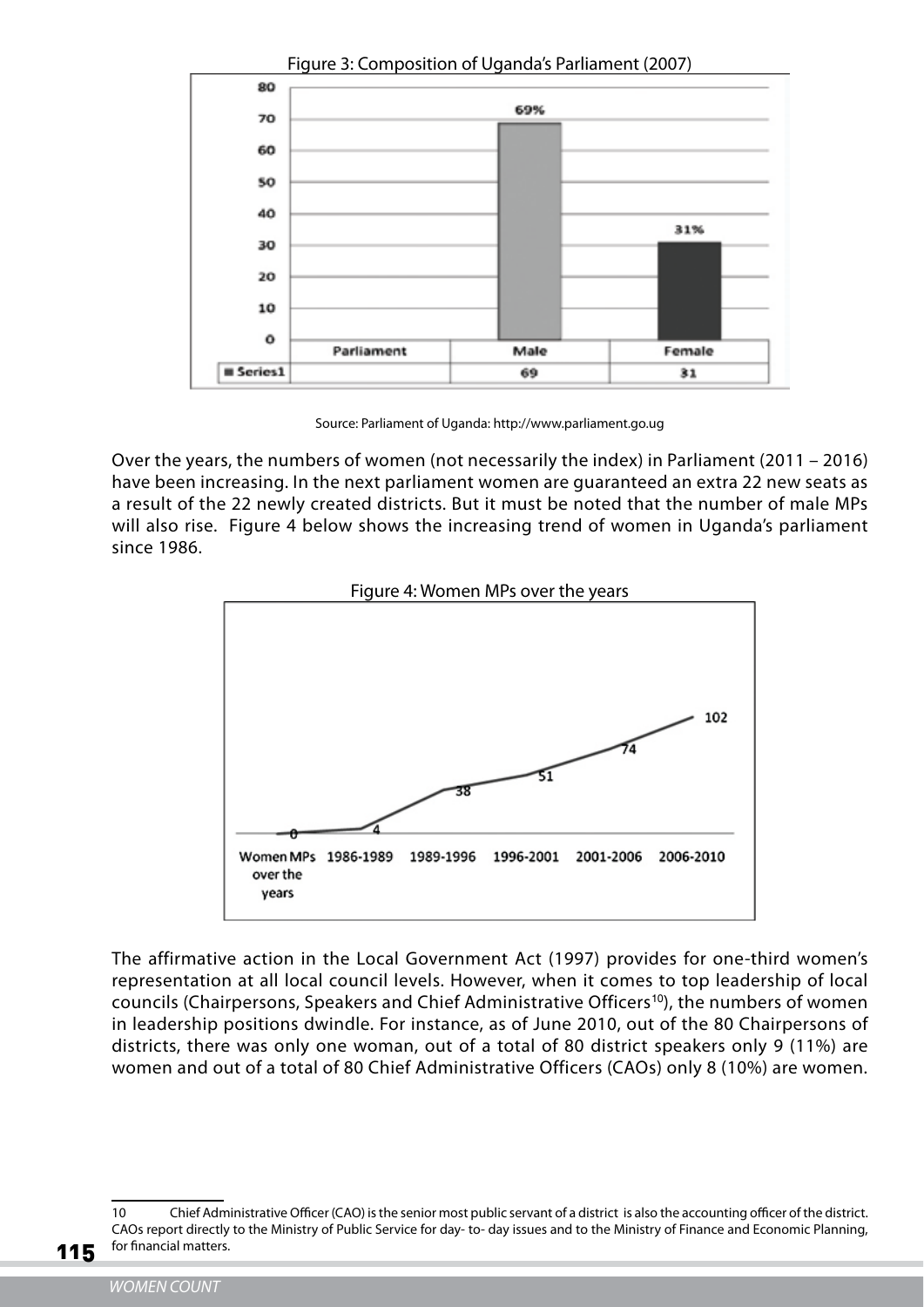Figure 3: Composition of Uganda's Parliament (2007)

80
70
60
50
40
30
20
10
0

69%
31%

Parliament
Male
Female
Series1
69
31

Source: Parliament of Uganda: http://www.parliament.go.ug

Over the years, the numbers of women (not necessarily the index) in Parliament (2011 – 2016) have been increasing. In the next parliament women are guaranteed an extra 22 new seats as a result of the 22 newly created districts. But it must be noted that the number of male MPs will also rise. Figure 4 below shows the increasing trend of women in Uganda's parliament since 1986.

Figure 4: Women MPs over the years

0
4
38
51
74
102

Women MPs over the years
1986-1989
1989-1996
1996-2001
2001-2006
2006-2010

The affirmative action in the Local Government Act (1997) provides for one-third women's representation at all local council levels. However, when it comes to top leadership of local councils (Chairpersons, Speakers and Chief Administrative Officers[10]), the numbers of women in leadership positions dwindle. For instance, as of June 2010, out of the 80 Chairpersons of districts, there was only one woman, out of a total of 80 district speakers only 9 (11%) are women and out of a total of 80 Chief Administrative Officers (CAOs) only 8 (10%) are women.

---

10 Chief Administrative Officer (CAO) is the senior most public servant of a district is also the accounting officer of the district. CAOs report directly to the Ministry of Public Service for day- to- day issues and to the Ministry of Finance and Economic Planning, for financial matters.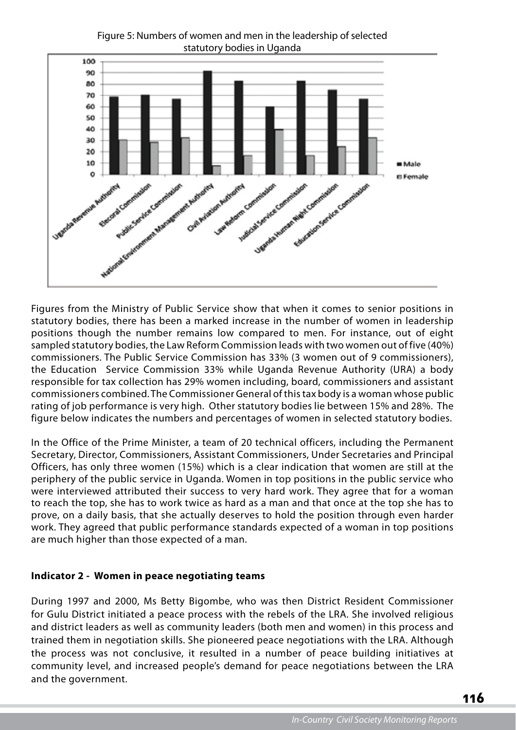Figure 5: Numbers of women and men in the leadership of selected statutory bodies in Uganda

100
90
80
70
60
50
40
30
20
10
0

Uganda Revenue Authority
Electoral Commission
Public Service Commission
National Environment Management Authority
Civil Aviation Authority
Law Reform Commission
Judicial Service Commission
Uganda Human Right Commission
Education Service Commission

■ Male
■ Female

Figures from the Ministry of Public Service show that when it comes to senior positions in statutory bodies, there has been a marked increase in the number of women in leadership positions though the number remains low compared to men. For instance, out of eight sampled statutory bodies, the Law Reform Commission leads with two women out of five (40%) commissioners. The Public Service Commission has 33% (3 women out of 9 commissioners), the Education Service Commission 33% while Uganda Revenue Authority (URA) a body responsible for tax collection has 29% women including, board, commissioners and assistant commissioners combined. The Commissioner General of this tax body is a woman whose public rating of job performance is very high. Other statutory bodies lie between 15% and 28%. The figure below indicates the numbers and percentages of women in selected statutory bodies.

In the Office of the Prime Minister, a team of 20 technical officers, including the Permanent Secretary, Director, Commissioners, Assistant Commissioners, Under Secretaries and Principal Officers, has only three women (15%) which is a clear indication that women are still at the periphery of the public service in Uganda. Women in top positions in the public service who were interviewed attributed their success to very hard work. They agree that for a woman to reach the top, she has to work twice as hard as a man and that once at the top she has to prove, on a daily basis, that she actually deserves to hold the position through even harder work. They agreed that public performance standards expected of a woman in top positions are much higher than those expected of a man.

**Indicator 2 - Women in peace negotiating teams**

During 1997 and 2000, Ms Betty Bigombe, who was then District Resident Commissioner for Gulu District initiated a peace process with the rebels of the LRA. She involved religious and district leaders as well as community leaders (both men and women) in this process and trained them in negotiation skills. She pioneered peace negotiations with the LRA. Although the process was not conclusive, it resulted in a number of peace building initiatives at community level, and increased people's demand for peace negotiations between the LRA and the government.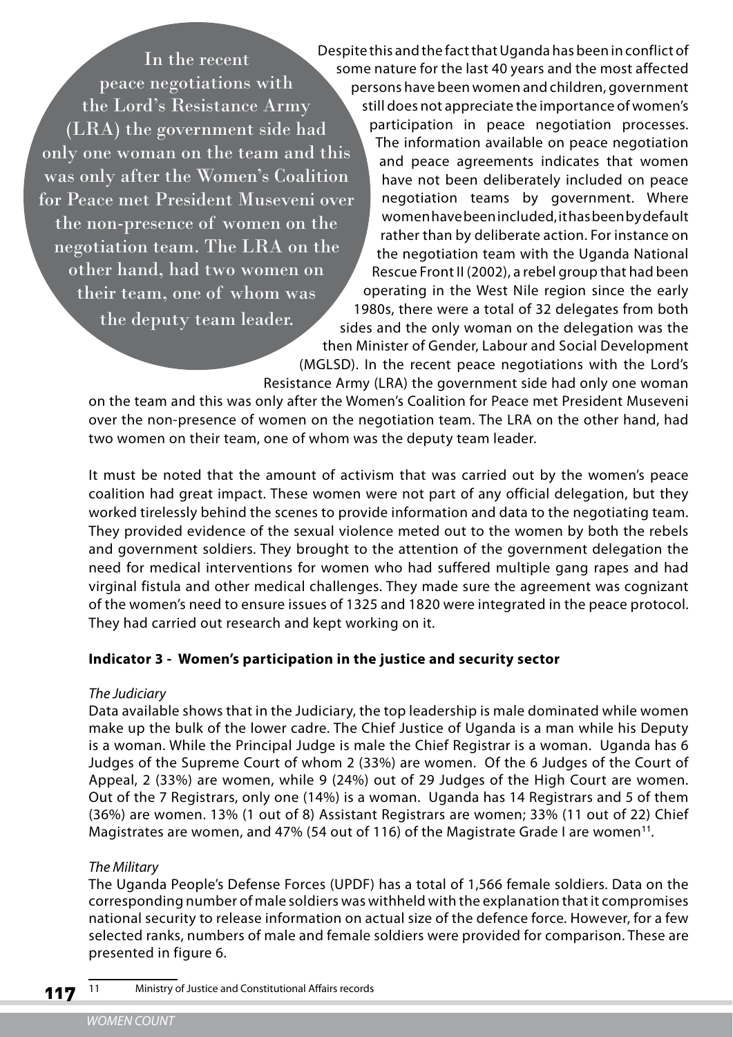> In the recent peace negotiations with the Lord's Resistance Army (LRA) the government side had only one woman on the team and this was only after the Women's Coalition for Peace met President Museveni over the non-presence of women on the negotiation team. The LRA on the other hand, had two women on their team, one of whom was the deputy team leader.

Despite this and the fact that Uganda has been in conflict of some nature for the last 40 years and the most affected persons have been women and children, government still does not appreciate the importance of women's participation in peace negotiation processes. The information available on peace negotiation and peace agreements indicates that women have not been deliberately included on peace negotiation teams by government. Where women have been included, it has been by default rather than by deliberate action. For instance on the negotiation team with the Uganda National Rescue Front II (2002), a rebel group that had been operating in the West Nile region since the early 1980s, there were a total of 32 delegates from both sides and the only woman on the delegation was the then Minister of Gender, Labour and Social Development (MGLSD). In the recent peace negotiations with the Lord's Resistance Army (LRA) the government side had only one woman on the team and this was only after the Women's Coalition for Peace met President Museveni over the non-presence of women on the negotiation team. The LRA on the other hand, had two women on their team, one of whom was the deputy team leader.

It must be noted that the amount of activism that was carried out by the women's peace coalition had great impact. These women were not part of any official delegation, but they worked tirelessly behind the scenes to provide information and data to the negotiating team. They provided evidence of the sexual violence meted out to the women by both the rebels and government soldiers. They brought to the attention of the government delegation the need for medical interventions for women who had suffered multiple gang rapes and had virginal fistula and other medical challenges. They made sure the agreement was cognizant of the women's need to ensure issues of 1325 and 1820 were integrated in the peace protocol. They had carried out research and kept working on it.

**Indicator 3 - Women's participation in the justice and security sector**

*The Judiciary*

Data available shows that in the Judiciary, the top leadership is male dominated while women make up the bulk of the lower cadre. The Chief Justice of Uganda is a man while his Deputy is a woman. While the Principal Judge is male the Chief Registrar is a woman. Uganda has 6 Judges of the Supreme Court of whom 2 (33%) are women. Of the 6 Judges of the Court of Appeal, 2 (33%) are women, while 9 (24%) out of 29 Judges of the High Court are women. Out of the 7 Registrars, only one (14%) is a woman. Uganda has 14 Registrars and 5 of them (36%) are women. 13% (1 out of 8) Assistant Registrars are women; 33% (11 out of 22) Chief Magistrates are women, and 47% (54 out of 116) of the Magistrate Grade I are women[11].

*The Military*

The Uganda People's Defense Forces (UPDF) has a total of 1,566 female soldiers. Data on the corresponding number of male soldiers was withheld with the explanation that it compromises national security to release information on actual size of the defence force. However, for a few selected ranks, numbers of male and female soldiers were provided for comparison. These are presented in figure 6.

11 Ministry of Justice and Constitutional Affairs records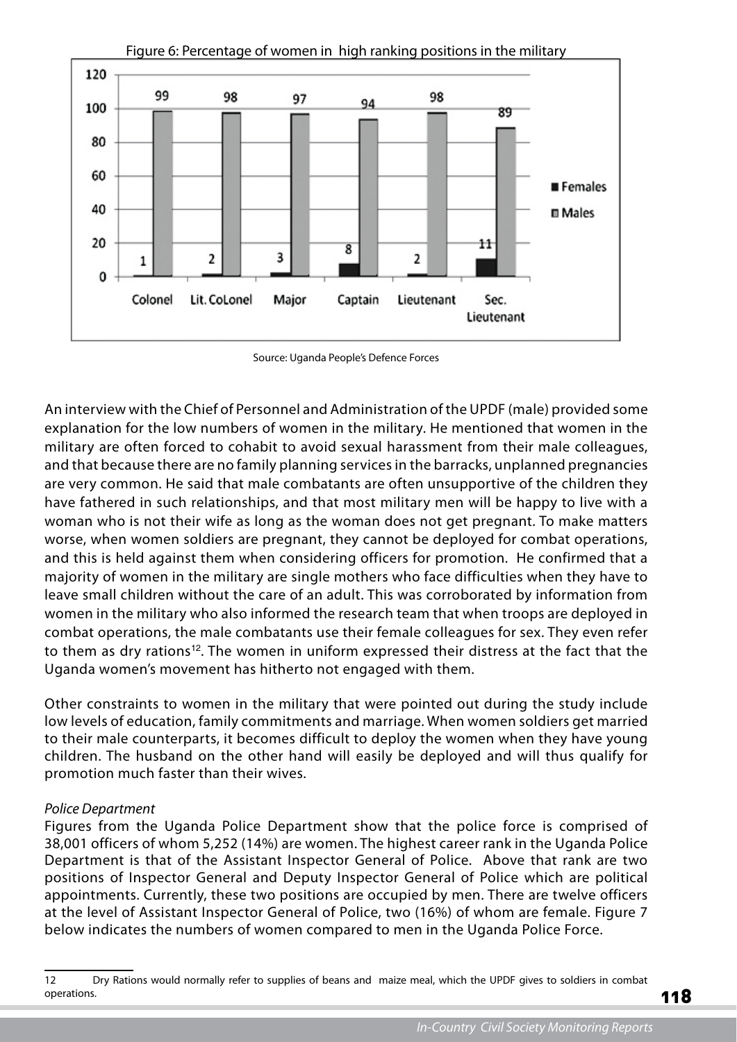Figure 6: Percentage of women in high ranking positions in the military

| Rank | Females | Males |
|---|---|---|
| Colonel | 1 | 99 |
| Lit. CoLonel | 2 | 98 |
| Major | 3 | 97 |
| Captain | 8 | 94 |
| Lieutenant | 2 | 98 |
| Sec. Lieutenant | 11 | 89 |

Source: Uganda People's Defence Forces

An interview with the Chief of Personnel and Administration of the UPDF (male) provided some explanation for the low numbers of women in the military. He mentioned that women in the military are often forced to cohabit to avoid sexual harassment from their male colleagues, and that because there are no family planning services in the barracks, unplanned pregnancies are very common. He said that male combatants are often unsupportive of the children they have fathered in such relationships, and that most military men will be happy to live with a woman who is not their wife as long as the woman does not get pregnant. To make matters worse, when women soldiers are pregnant, they cannot be deployed for combat operations, and this is held against them when considering officers for promotion. He confirmed that a majority of women in the military are single mothers who face difficulties when they have to leave small children without the care of an adult. This was corroborated by information from women in the military who also informed the research team that when troops are deployed in combat operations, the male combatants use their female colleagues for sex. They even refer to them as dry rations[12]. The women in uniform expressed their distress at the fact that the Uganda women's movement has hitherto not engaged with them.

Other constraints to women in the military that were pointed out during the study include low levels of education, family commitments and marriage. When women soldiers get married to their male counterparts, it becomes difficult to deploy the women when they have young children. The husband on the other hand will easily be deployed and will thus qualify for promotion much faster than their wives.

*Police Department*

Figures from the Uganda Police Department show that the police force is comprised of 38,001 officers of whom 5,252 (14%) are women. The highest career rank in the Uganda Police Department is that of the Assistant Inspector General of Police. Above that rank are two positions of Inspector General and Deputy Inspector General of Police which are political appointments. Currently, these two positions are occupied by men. There are twelve officers at the level of Assistant Inspector General of Police, two (16%) of whom are female. Figure 7 below indicates the numbers of women compared to men in the Uganda Police Force.

[12] Dry Rations would normally refer to supplies of beans and maize meal, which the UPDF gives to soldiers in combat operations.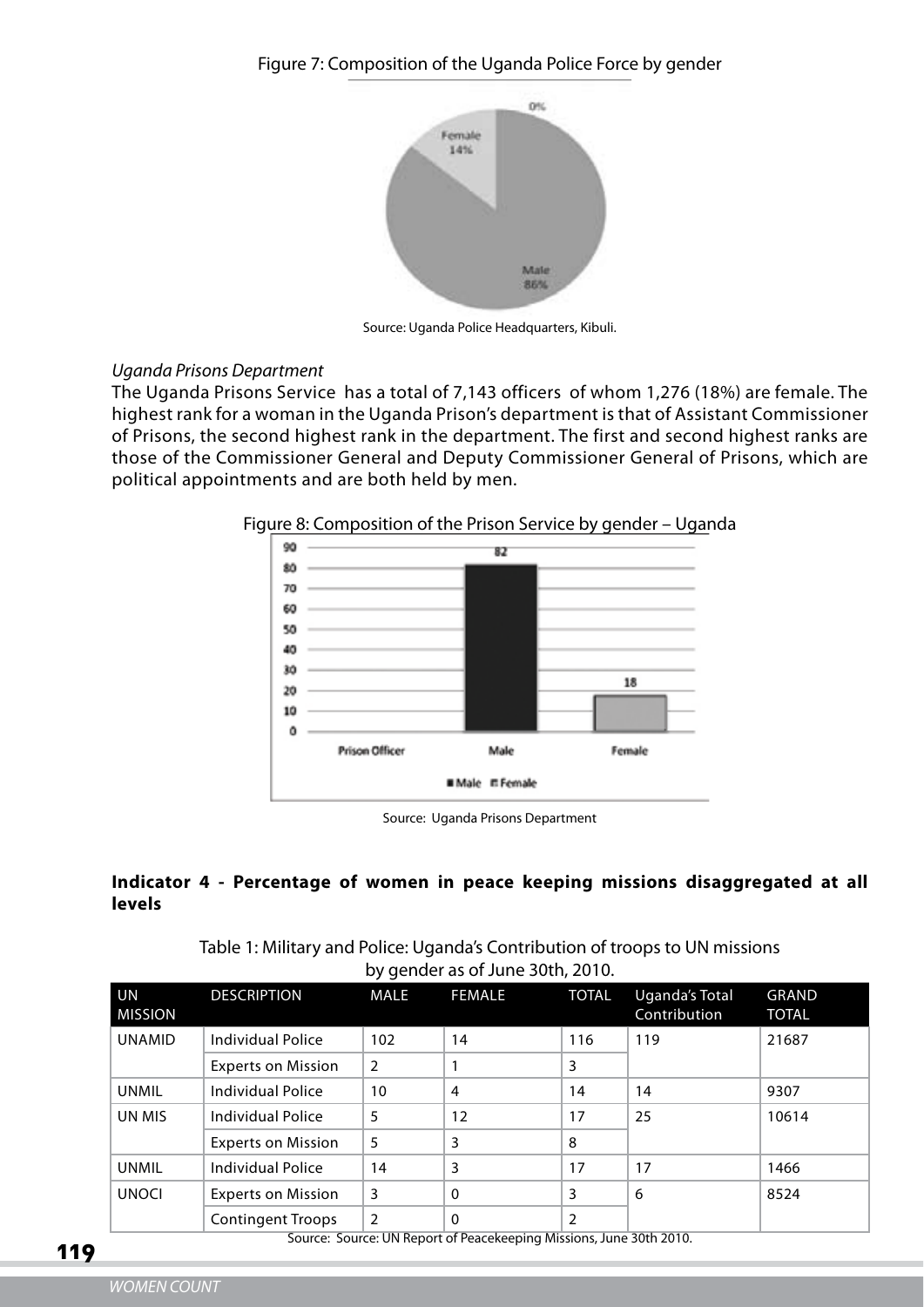Figure 7: Composition of the Uganda Police Force by gender

0%

Female
14%

Male
86%

Source: Uganda Police Headquarters, Kibuli.

*Uganda Prisons Department*

The Uganda Prisons Service has a total of 7,143 officers of whom 1,276 (18%) are female. The highest rank for a woman in the Uganda Prison's department is that of Assistant Commissioner of Prisons, the second highest rank in the department. The first and second highest ranks are those of the Commissioner General and Deputy Commissioner General of Prisons, which are political appointments and are both held by men.

Figure 8: Composition of the Prison Service by gender – Uganda

90
80
70
60
50
40
30
20
10
0

82

18

Prison Officer
Male
Female

■ Male ■ Female

Source: Uganda Prisons Department

**Indicator 4 - Percentage of women in peace keeping missions disaggregated at all levels**

Table 1: Military and Police: Uganda's Contribution of troops to UN missions by gender as of June 30th, 2010.

| UN MISSION | DESCRIPTION | MALE | FEMALE | TOTAL | Uganda's Total Contribution | GRAND TOTAL |
|---|---|---|---|---|---|---|
| UNAMID | Individual Police | 102 | 14 | 116 | 119 | 21687 |
| | Experts on Mission | 2 | 1 | 3 | | |
| UNMIL | Individual Police | 10 | 4 | 14 | 14 | 9307 |
| UN MIS | Individual Police | 5 | 12 | 17 | 25 | 10614 |
| | Experts on Mission | 5 | 3 | 8 | | |
| UNMIL | Individual Police | 14 | 3 | 17 | 17 | 1466 |
| UNOCI | Experts on Mission | 3 | 0 | 3 | 6 | 8524 |
| | Contingent Troops | 2 | 0 | 2 | | |

Source: Source: UN Report of Peacekeeping Missions, June 30th 2010.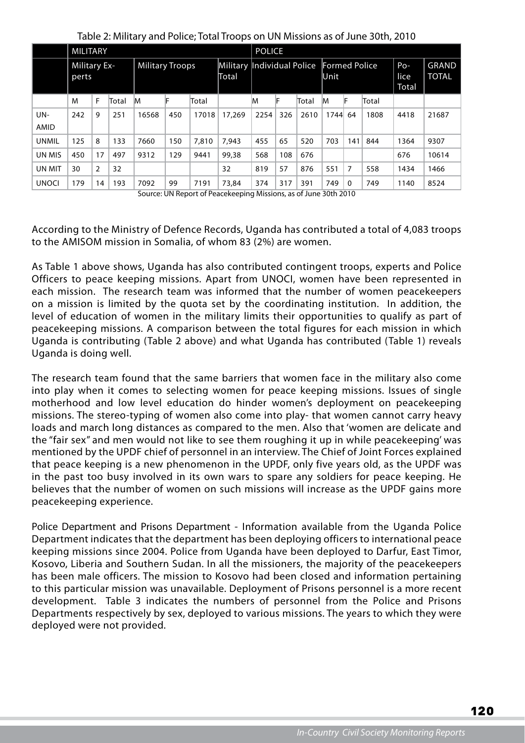Table 2: Military and Police; Total Troops on UN Missions as of June 30th, 2010

| | MILITARY | | | | | | | POLICE | | | | | | | |
|---|---|---|---|---|---|---|---|---|---|---|---|---|---|---|---|
| | Military Experts | | | Military Troops | | | Military Total | Individual Police | | | Formed Police Unit | | | Police Total | GRAND TOTAL |
| | M | F | Total | M | F | Total | | M | F | Total | M | F | Total | | |
| UN-AMID | 242 | 9 | 251 | 16568 | 450 | 17018 | 17,269 | 2254 | 326 | 2610 | 1744 | 64 | 1808 | 4418 | 21687 |
| UNMIL | 125 | 8 | 133 | 7660 | 150 | 7,810 | 7,943 | 455 | 65 | 520 | 703 | 141 | 844 | 1364 | 9307 |
| UN MIS | 450 | 17 | 497 | 9312 | 129 | 9441 | 99,38 | 568 | 108 | 676 | | | | 676 | 10614 |
| UN MIT | 30 | 2 | 32 | | | | 32 | 819 | 57 | 876 | 551 | 7 | 558 | 1434 | 1466 |
| UNOCI | 179 | 14 | 193 | 7092 | 99 | 7191 | 73,84 | 374 | 317 | 391 | 749 | 0 | 749 | 1140 | 8524 |

Source: UN Report of Peacekeeping Missions, as of June 30th 2010

According to the Ministry of Defence Records, Uganda has contributed a total of 4,083 troops to the AMISOM mission in Somalia, of whom 83 (2%) are women.

As Table 1 above shows, Uganda has also contributed contingent troops, experts and Police Officers to peace keeping missions. Apart from UNOCI, women have been represented in each mission. The research team was informed that the number of women peacekeepers on a mission is limited by the quota set by the coordinating institution. In addition, the level of education of women in the military limits their opportunities to qualify as part of peacekeeping missions. A comparison between the total figures for each mission in which Uganda is contributing (Table 2 above) and what Uganda has contributed (Table 1) reveals Uganda is doing well.

The research team found that the same barriers that women face in the military also come into play when it comes to selecting women for peace keeping missions. Issues of single motherhood and low level education do hinder women's deployment on peacekeeping missions. The stereo-typing of women also come into play- that women cannot carry heavy loads and march long distances as compared to the men. Also that 'women are delicate and the "fair sex" and men would not like to see them roughing it up in while peacekeeping' was mentioned by the UPDF chief of personnel in an interview. The Chief of Joint Forces explained that peace keeping is a new phenomenon in the UPDF, only five years old, as the UPDF was in the past too busy involved in its own wars to spare any soldiers for peace keeping. He believes that the number of women on such missions will increase as the UPDF gains more peacekeeping experience.

Police Department and Prisons Department - Information available from the Uganda Police Department indicates that the department has been deploying officers to international peace keeping missions since 2004. Police from Uganda have been deployed to Darfur, East Timor, Kosovo, Liberia and Southern Sudan. In all the missioners, the majority of the peacekeepers has been male officers. The mission to Kosovo had been closed and information pertaining to this particular mission was unavailable. Deployment of Prisons personnel is a more recent development. Table 3 indicates the numbers of personnel from the Police and Prisons Departments respectively by sex, deployed to various missions. The years to which they were deployed were not provided.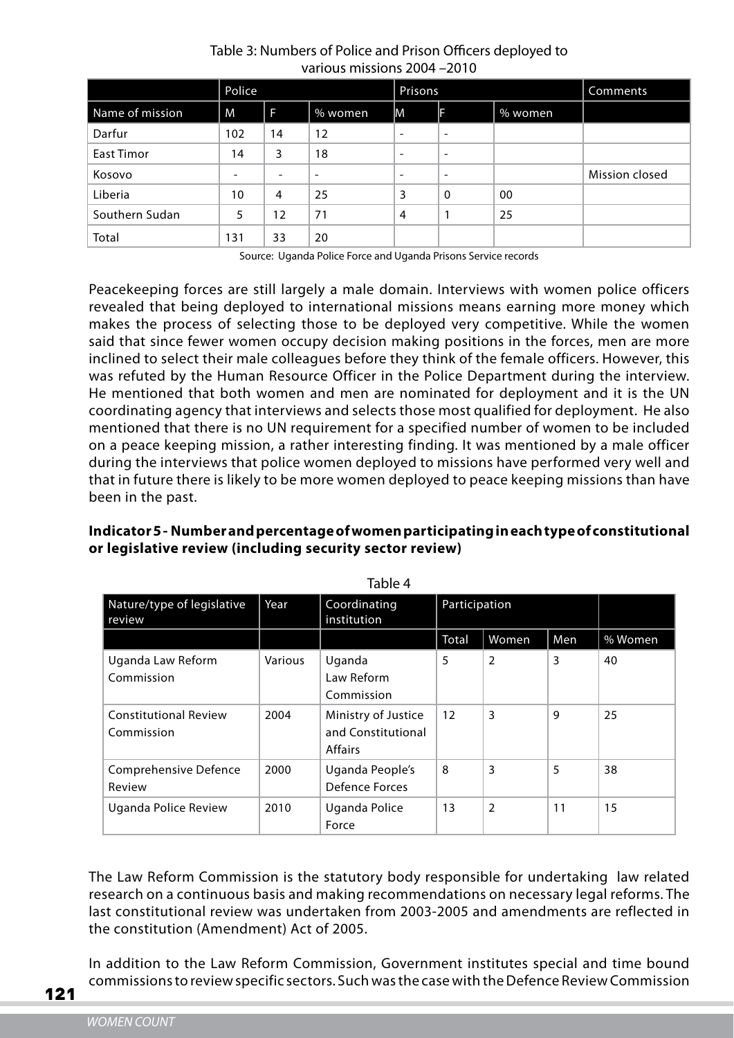Table 3: Numbers of Police and Prison Officers deployed to various missions 2004 –2010

| | Police | | | Prisons | | | Comments |
|---|---|---|---|---|---|---|---|
| Name of mission | M | F | % women | M | F | % women | |
| Darfur | 102 | 14 | 12 | - | - | | |
| East Timor | 14 | 3 | 18 | - | - | | |
| Kosovo | - | - | - | - | - | | Mission closed |
| Liberia | 10 | 4 | 25 | 3 | 0 | 00 | |
| Southern Sudan | 5 | 12 | 71 | 4 | 1 | 25 | |
| Total | 131 | 33 | 20 | | | | |

Source: Uganda Police Force and Uganda Prisons Service records

Peacekeeping forces are still largely a male domain. Interviews with women police officers revealed that being deployed to international missions means earning more money which makes the process of selecting those to be deployed very competitive. While the women said that since fewer women occupy decision making positions in the forces, men are more inclined to select their male colleagues before they think of the female officers. However, this was refuted by the Human Resource Officer in the Police Department during the interview. He mentioned that both women and men are nominated for deployment and it is the UN coordinating agency that interviews and selects those most qualified for deployment. He also mentioned that there is no UN requirement for a specified number of women to be included on a peace keeping mission, a rather interesting finding. It was mentioned by a male officer during the interviews that police women deployed to missions have performed very well and that in future there is likely to be more women deployed to peace keeping missions than have been in the past.

**Indicator 5 - Number and percentage of women participating in each type of constitutional or legislative review (including security sector review)**

Table 4

| Nature/type of legislative review | Year | Coordinating institution | Participation | | | |
|---|---|---|---|---|---|---|
| | | | Total | Women | Men | % Women |
| Uganda Law Reform Commission | Various | Uganda Law Reform Commission | 5 | 2 | 3 | 40 |
| Constitutional Review Commission | 2004 | Ministry of Justice and Constitutional Affairs | 12 | 3 | 9 | 25 |
| Comprehensive Defence Review | 2000 | Uganda People's Defence Forces | 8 | 3 | 5 | 38 |
| Uganda Police Review | 2010 | Uganda Police Force | 13 | 2 | 11 | 15 |

The Law Reform Commission is the statutory body responsible for undertaking law related research on a continuous basis and making recommendations on necessary legal reforms. The last constitutional review was undertaken from 2003-2005 and amendments are reflected in the constitution (Amendment) Act of 2005.

In addition to the Law Reform Commission, Government institutes special and time bound commissions to review specific sectors. Such was the case with the Defence Review Commission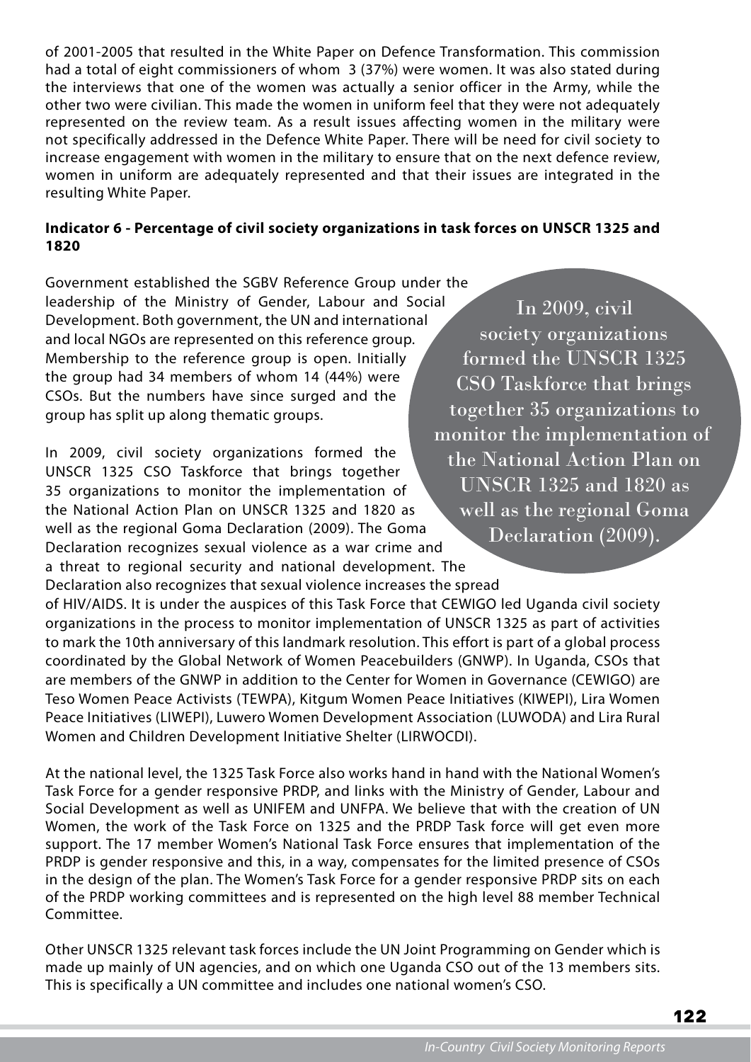of 2001-2005 that resulted in the White Paper on Defence Transformation. This commission had a total of eight commissioners of whom 3 (37%) were women. It was also stated during the interviews that one of the women was actually a senior officer in the Army, while the other two were civilian. This made the women in uniform feel that they were not adequately represented on the review team. As a result issues affecting women in the military were not specifically addressed in the Defence White Paper. There will be need for civil society to increase engagement with women in the military to ensure that on the next defence review, women in uniform are adequately represented and that their issues are integrated in the resulting White Paper.

**Indicator 6 - Percentage of civil society organizations in task forces on UNSCR 1325 and 1820**

Government established the SGBV Reference Group under the leadership of the Ministry of Gender, Labour and Social Development. Both government, the UN and international and local NGOs are represented on this reference group. Membership to the reference group is open. Initially the group had 34 members of whom 14 (44%) were CSOs. But the numbers have since surged and the group has split up along thematic groups.

> In 2009, civil society organizations formed the UNSCR 1325 CSO Taskforce that brings together 35 organizations to monitor the implementation of the National Action Plan on UNSCR 1325 and 1820 as well as the regional Goma Declaration (2009).

In 2009, civil society organizations formed the UNSCR 1325 CSO Taskforce that brings together 35 organizations to monitor the implementation of the National Action Plan on UNSCR 1325 and 1820 as well as the regional Goma Declaration (2009). The Goma Declaration recognizes sexual violence as a war crime and a threat to regional security and national development. The Declaration also recognizes that sexual violence increases the spread of HIV/AIDS. It is under the auspices of this Task Force that CEWIGO led Uganda civil society organizations in the process to monitor implementation of UNSCR 1325 as part of activities to mark the 10th anniversary of this landmark resolution. This effort is part of a global process coordinated by the Global Network of Women Peacebuilders (GNWP). In Uganda, CSOs that are members of the GNWP in addition to the Center for Women in Governance (CEWIGO) are Teso Women Peace Activists (TEWPA), Kitgum Women Peace Initiatives (KIWEPI), Lira Women Peace Initiatives (LIWEPI), Luwero Women Development Association (LUWODA) and Lira Rural Women and Children Development Initiative Shelter (LIRWOCDI).

At the national level, the 1325 Task Force also works hand in hand with the National Women's Task Force for a gender responsive PRDP, and links with the Ministry of Gender, Labour and Social Development as well as UNIFEM and UNFPA. We believe that with the creation of UN Women, the work of the Task Force on 1325 and the PRDP Task force will get even more support. The 17 member Women's National Task Force ensures that implementation of the PRDP is gender responsive and this, in a way, compensates for the limited presence of CSOs in the design of the plan. The Women's Task Force for a gender responsive PRDP sits on each of the PRDP working committees and is represented on the high level 88 member Technical Committee.

Other UNSCR 1325 relevant task forces include the UN Joint Programming on Gender which is made up mainly of UN agencies, and on which one Uganda CSO out of the 13 members sits. This is specifically a UN committee and includes one national women's CSO.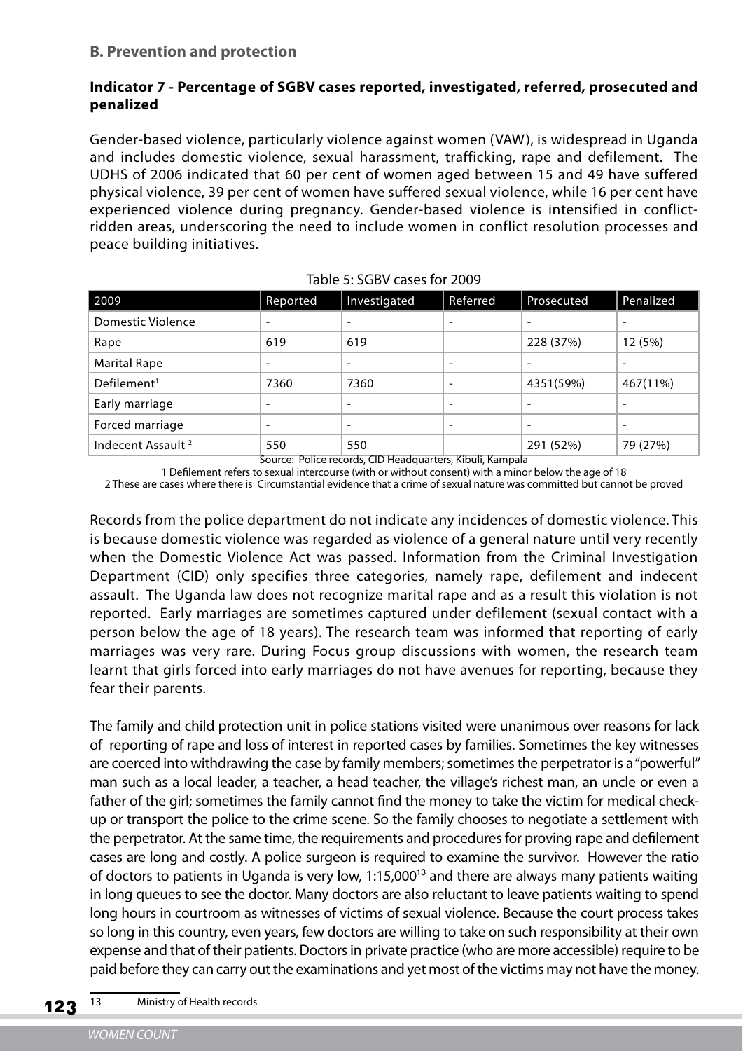### B. Prevention and protection

#### Indicator 7 - Percentage of SGBV cases reported, investigated, referred, prosecuted and penalized

Gender-based violence, particularly violence against women (VAW), is widespread in Uganda and includes domestic violence, sexual harassment, trafficking, rape and defilement. The UDHS of 2006 indicated that 60 per cent of women aged between 15 and 49 have suffered physical violence, 39 per cent of women have suffered sexual violence, while 16 per cent have experienced violence during pregnancy. Gender-based violence is intensified in conflict-ridden areas, underscoring the need to include women in conflict resolution processes and peace building initiatives.

Table 5: SGBV cases for 2009

| 2009 | Reported | Investigated | Referred | Prosecuted | Penalized |
|---|---|---|---|---|---|
| Domestic Violence | - | - | - | - | - |
| Rape | 619 | 619 | | 228 (37%) | 12 (5%) |
| Marital Rape | - | - | - | - | - |
| Defilement[1] | 7360 | 7360 | - | 4351(59%) | 467(11%) |
| Early marriage | - | - | - | - | - |
| Forced marriage | - | - | - | - | - |
| Indecent Assault [2] | 550 | 550 | | 291 (52%) | 79 (27%) |

Source: Police records, CID Headquarters, Kibuli, Kampala

1 Defilement refers to sexual intercourse (with or without consent) with a minor below the age of 18

2 These are cases where there is Circumstantial evidence that a crime of sexual nature was committed but cannot be proved

Records from the police department do not indicate any incidences of domestic violence. This is because domestic violence was regarded as violence of a general nature until very recently when the Domestic Violence Act was passed. Information from the Criminal Investigation Department (CID) only specifies three categories, namely rape, defilement and indecent assault. The Uganda law does not recognize marital rape and as a result this violation is not reported. Early marriages are sometimes captured under defilement (sexual contact with a person below the age of 18 years). The research team was informed that reporting of early marriages was very rare. During Focus group discussions with women, the research team learnt that girls forced into early marriages do not have avenues for reporting, because they fear their parents.

The family and child protection unit in police stations visited were unanimous over reasons for lack of reporting of rape and loss of interest in reported cases by families. Sometimes the key witnesses are coerced into withdrawing the case by family members; sometimes the perpetrator is a "powerful" man such as a local leader, a teacher, a head teacher, the village's richest man, an uncle or even a father of the girl; sometimes the family cannot find the money to take the victim for medical check-up or transport the police to the crime scene. So the family chooses to negotiate a settlement with the perpetrator. At the same time, the requirements and procedures for proving rape and defilement cases are long and costly. A police surgeon is required to examine the survivor. However the ratio of doctors to patients in Uganda is very low, 1:15,000[13] and there are always many patients waiting in long queues to see the doctor. Many doctors are also reluctant to leave patients waiting to spend long hours in courtroom as witnesses of victims of sexual violence. Because the court process takes so long in this country, even years, few doctors are willing to take on such responsibility at their own expense and that of their patients. Doctors in private practice (who are more accessible) require to be paid before they can carry out the examinations and yet most of the victims may not have the money.

13 Ministry of Health records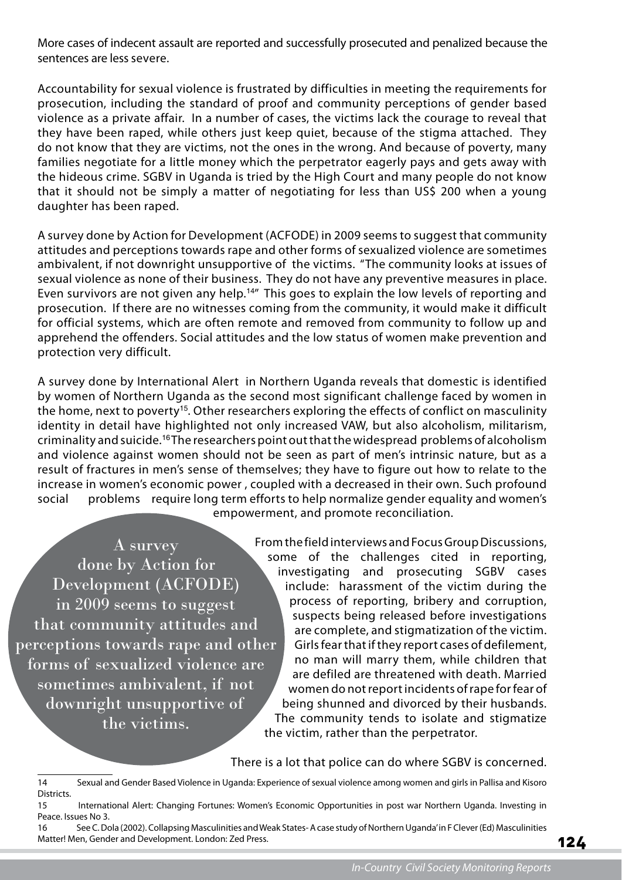More cases of indecent assault are reported and successfully prosecuted and penalized because the sentences are less severe.

Accountability for sexual violence is frustrated by difficulties in meeting the requirements for prosecution, including the standard of proof and community perceptions of gender based violence as a private affair. In a number of cases, the victims lack the courage to reveal that they have been raped, while others just keep quiet, because of the stigma attached. They do not know that they are victims, not the ones in the wrong. And because of poverty, many families negotiate for a little money which the perpetrator eagerly pays and gets away with the hideous crime. SGBV in Uganda is tried by the High Court and many people do not know that it should not be simply a matter of negotiating for less than US$ 200 when a young daughter has been raped.

A survey done by Action for Development (ACFODE) in 2009 seems to suggest that community attitudes and perceptions towards rape and other forms of sexualized violence are sometimes ambivalent, if not downright unsupportive of the victims. "The community looks at issues of sexual violence as none of their business. They do not have any preventive measures in place. Even survivors are not given any help.[14]" This goes to explain the low levels of reporting and prosecution. If there are no witnesses coming from the community, it would make it difficult for official systems, which are often remote and removed from community to follow up and apprehend the offenders. Social attitudes and the low status of women make prevention and protection very difficult.

A survey done by International Alert in Northern Uganda reveals that domestic is identified by women of Northern Uganda as the second most significant challenge faced by women in the home, next to poverty[15]. Other researchers exploring the effects of conflict on masculinity identity in detail have highlighted not only increased VAW, but also alcoholism, militarism, criminality and suicide.[16] The researchers point out that the widespread problems of alcoholism and violence against women should not be seen as part of men's intrinsic nature, but as a result of fractures in men's sense of themselves; they have to figure out how to relate to the increase in women's economic power , coupled with a decreased in their own. Such profound social problems require long term efforts to help normalize gender equality and women's empowerment, and promote reconciliation.

> A survey done by Action for Development (ACFODE) in 2009 seems to suggest that community attitudes and perceptions towards rape and other forms of sexualized violence are sometimes ambivalent, if not downright unsupportive of the victims.

From the field interviews and Focus Group Discussions, some of the challenges cited in reporting, investigating and prosecuting SGBV cases include: harassment of the victim during the process of reporting, bribery and corruption, suspects being released before investigations are complete, and stigmatization of the victim. Girls fear that if they report cases of defilement, no man will marry them, while children that are defiled are threatened with death. Married women do not report incidents of rape for fear of being shunned and divorced by their husbands. The community tends to isolate and stigmatize the victim, rather than the perpetrator.

There is a lot that police can do where SGBV is concerned.

---

14 Sexual and Gender Based Violence in Uganda: Experience of sexual violence among women and girls in Pallisa and Kisoro Districts.

15 International Alert: Changing Fortunes: Women's Economic Opportunities in post war Northern Uganda. Investing in Peace. Issues No 3.

16 See C. Dola (2002). Collapsing Masculinities and Weak States- A case study of Northern Uganda' in F Clever (Ed) Masculinities Matter! Men, Gender and Development. London: Zed Press.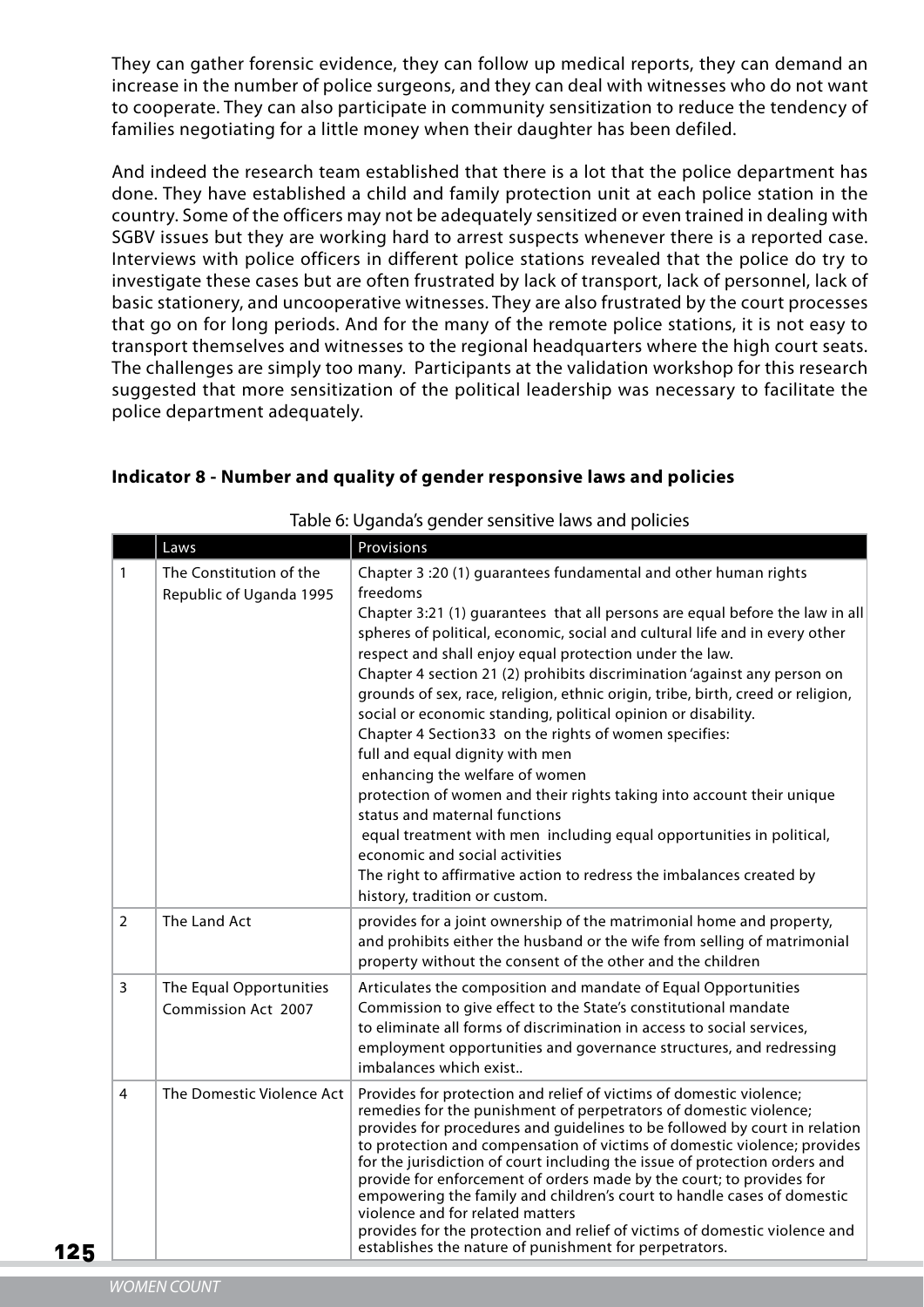They can gather forensic evidence, they can follow up medical reports, they can demand an increase in the number of police surgeons, and they can deal with witnesses who do not want to cooperate. They can also participate in community sensitization to reduce the tendency of families negotiating for a little money when their daughter has been defiled.

And indeed the research team established that there is a lot that the police department has done. They have established a child and family protection unit at each police station in the country. Some of the officers may not be adequately sensitized or even trained in dealing with SGBV issues but they are working hard to arrest suspects whenever there is a reported case. Interviews with police officers in different police stations revealed that the police do try to investigate these cases but are often frustrated by lack of transport, lack of personnel, lack of basic stationery, and uncooperative witnesses. They are also frustrated by the court processes that go on for long periods. And for the many of the remote police stations, it is not easy to transport themselves and witnesses to the regional headquarters where the high court seats. The challenges are simply too many. Participants at the validation workshop for this research suggested that more sensitization of the political leadership was necessary to facilitate the police department adequately.

**Indicator 8 - Number and quality of gender responsive laws and policies**

Table 6: Uganda's gender sensitive laws and policies

| | Laws | Provisions |
|---|---|---|
| 1 | The Constitution of the Republic of Uganda 1995 | Chapter 3 :20 (1) guarantees fundamental and other human rights freedoms<br>Chapter 3:21 (1) guarantees that all persons are equal before the law in all spheres of political, economic, social and cultural life and in every other respect and shall enjoy equal protection under the law.<br>Chapter 4 section 21 (2) prohibits discrimination 'against any person on grounds of sex, race, religion, ethnic origin, tribe, birth, creed or religion, social or economic standing, political opinion or disability.<br>Chapter 4 Section33 on the rights of women specifies:<br>full and equal dignity with men<br>enhancing the welfare of women<br>protection of women and their rights taking into account their unique status and maternal functions<br>equal treatment with men including equal opportunities in political, economic and social activities<br>The right to affirmative action to redress the imbalances created by history, tradition or custom. |
| 2 | The Land Act | provides for a joint ownership of the matrimonial home and property, and prohibits either the husband or the wife from selling of matrimonial property without the consent of the other and the children |
| 3 | The Equal Opportunities Commission Act 2007 | Articulates the composition and mandate of Equal Opportunities Commission to give effect to the State's constitutional mandate to eliminate all forms of discrimination in access to social services, employment opportunities and governance structures, and redressing imbalances which exist.. |
| 4 | The Domestic Violence Act | Provides for protection and relief of victims of domestic violence; remedies for the punishment of perpetrators of domestic violence; provides for procedures and guidelines to be followed by court in relation to protection and compensation of victims of domestic violence; provides for the jurisdiction of court including the issue of protection orders and provide for enforcement of orders made by the court; to provides for empowering the family and children's court to handle cases of domestic violence and for related matters<br>provides for the protection and relief of victims of domestic violence and establishes the nature of punishment for perpetrators. |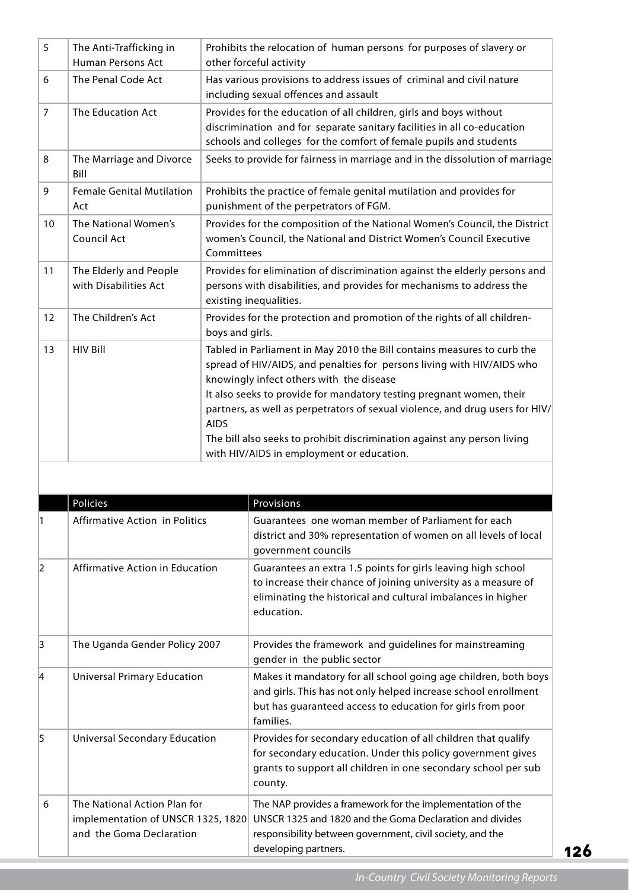| | | |
|---|---|---|
| 5 | The Anti-Trafficking in Human Persons Act | Prohibits the relocation of human persons for purposes of slavery or other forceful activity |
| 6 | The Penal Code Act | Has various provisions to address issues of criminal and civil nature including sexual offences and assault |
| 7 | The Education Act | Provides for the education of all children, girls and boys without discrimination and for separate sanitary facilities in all co-education schools and colleges for the comfort of female pupils and students |
| 8 | The Marriage and Divorce Bill | Seeks to provide for fairness in marriage and in the dissolution of marriage |
| 9 | Female Genital Mutilation Act | Prohibits the practice of female genital mutilation and provides for punishment of the perpetrators of FGM. |
| 10 | The National Women's Council Act | Provides for the composition of the National Women's Council, the District women's Council, the National and District Women's Council Executive Committees |
| 11 | The Elderly and People with Disabilities Act | Provides for elimination of discrimination against the elderly persons and persons with disabilities, and provides for mechanisms to address the existing inequalities. |
| 12 | The Children's Act | Provides for the protection and promotion of the rights of all children-boys and girls. |
| 13 | HIV Bill | Tabled in Parliament in May 2010 the Bill contains measures to curb the spread of HIV/AIDS, and penalties for persons living with HIV/AIDS who knowingly infect others with the disease<br>It also seeks to provide for mandatory testing pregnant women, their partners, as well as perpetrators of sexual violence, and drug users for HIV/AIDS<br>The bill also seeks to prohibit discrimination against any person living with HIV/AIDS in employment or education. |

| | Policies | Provisions |
|---|---|---|
| 1 | Affirmative Action in Politics | Guarantees one woman member of Parliament for each district and 30% representation of women on all levels of local government councils |
| 2 | Affirmative Action in Education | Guarantees an extra 1.5 points for girls leaving high school to increase their chance of joining university as a measure of eliminating the historical and cultural imbalances in higher education. |
| 3 | The Uganda Gender Policy 2007 | Provides the framework and guidelines for mainstreaming gender in the public sector |
| 4 | Universal Primary Education | Makes it mandatory for all school going age children, both boys and girls. This has not only helped increase school enrollment but has guaranteed access to education for girls from poor families. |
| 5 | Universal Secondary Education | Provides for secondary education of all children that qualify for secondary education. Under this policy government gives grants to support all children in one secondary school per sub county. |
| 6 | The National Action Plan for implementation of UNSCR 1325, 1820 and the Goma Declaration | The NAP provides a framework for the implementation of the UNSCR 1325 and 1820 and the Goma Declaration and divides responsibility between government, civil society, and the developing partners. |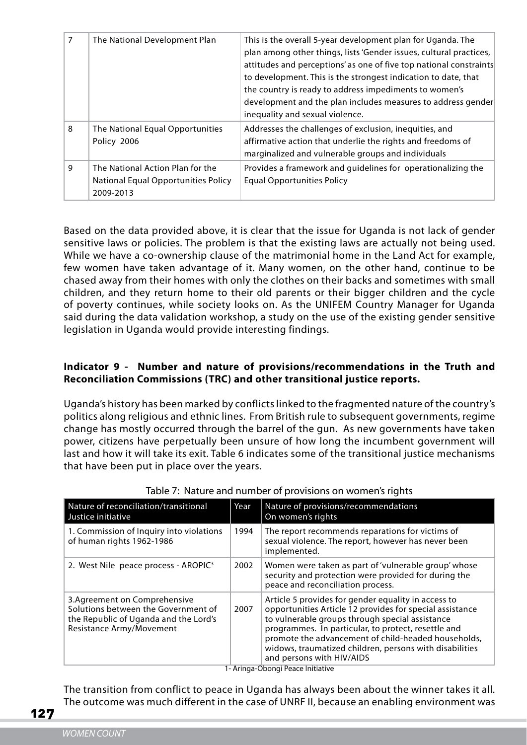| | | |
|---|---|---|
| 7 | The National Development Plan | This is the overall 5-year development plan for Uganda. The plan among other things, lists 'Gender issues, cultural practices, attitudes and perceptions' as one of five top national constraints to development. This is the strongest indication to date, that the country is ready to address impediments to women's development and the plan includes measures to address gender inequality and sexual violence. |
| 8 | The National Equal Opportunities Policy 2006 | Addresses the challenges of exclusion, inequities, and affirmative action that underlie the rights and freedoms of marginalized and vulnerable groups and individuals |
| 9 | The National Action Plan for the National Equal Opportunities Policy 2009-2013 | Provides a framework and guidelines for operationalizing the Equal Opportunities Policy |

Based on the data provided above, it is clear that the issue for Uganda is not lack of gender sensitive laws or policies. The problem is that the existing laws are actually not being used. While we have a co-ownership clause of the matrimonial home in the Land Act for example, few women have taken advantage of it. Many women, on the other hand, continue to be chased away from their homes with only the clothes on their backs and sometimes with small children, and they return home to their old parents or their bigger children and the cycle of poverty continues, while society looks on. As the UNIFEM Country Manager for Uganda said during the data validation workshop, a study on the use of the existing gender sensitive legislation in Uganda would provide interesting findings.

**Indicator 9 - Number and nature of provisions/recommendations in the Truth and Reconciliation Commissions (TRC) and other transitional justice reports.**

Uganda's history has been marked by conflicts linked to the fragmented nature of the country's politics along religious and ethnic lines. From British rule to subsequent governments, regime change has mostly occurred through the barrel of the gun. As new governments have taken power, citizens have perpetually been unsure of how long the incumbent government will last and how it will take its exit. Table 6 indicates some of the transitional justice mechanisms that have been put in place over the years.

Table 7: Nature and number of provisions on women's rights

| Nature of reconciliation/transitional Justice initiative | Year | Nature of provisions/recommendations On women's rights |
|---|---|---|
| 1. Commission of Inquiry into violations of human rights 1962-1986 | 1994 | The report recommends reparations for victims of sexual violence. The report, however has never been implemented. |
| 2. West Nile peace process - AROPIC[3] | 2002 | Women were taken as part of 'vulnerable group' whose security and protection were provided for during the peace and reconciliation process. |
| 3.Agreement on Comprehensive Solutions between the Government of the Republic of Uganda and the Lord's Resistance Army/Movement | 2007 | Article 5 provides for gender equality in access to opportunities Article 12 provides for special assistance to vulnerable groups through special assistance programmes. In particular, to protect, resettle and promote the advancement of child-headed households, widows, traumatized children, persons with disabilities and persons with HIV/AIDS |

1- Aringa-Obongi Peace Initiative

The transition from conflict to peace in Uganda has always been about the winner takes it all. The outcome was much different in the case of UNRF II, because an enabling environment was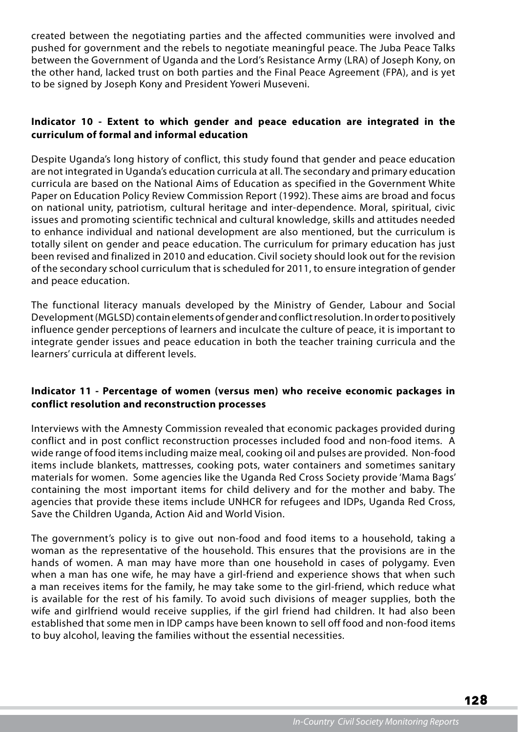created between the negotiating parties and the affected communities were involved and pushed for government and the rebels to negotiate meaningful peace. The Juba Peace Talks between the Government of Uganda and the Lord's Resistance Army (LRA) of Joseph Kony, on the other hand, lacked trust on both parties and the Final Peace Agreement (FPA), and is yet to be signed by Joseph Kony and President Yoweri Museveni.

### Indicator 10 - Extent to which gender and peace education are integrated in the curriculum of formal and informal education

Despite Uganda's long history of conflict, this study found that gender and peace education are not integrated in Uganda's education curricula at all. The secondary and primary education curricula are based on the National Aims of Education as specified in the Government White Paper on Education Policy Review Commission Report (1992). These aims are broad and focus on national unity, patriotism, cultural heritage and inter-dependence. Moral, spiritual, civic issues and promoting scientific technical and cultural knowledge, skills and attitudes needed to enhance individual and national development are also mentioned, but the curriculum is totally silent on gender and peace education. The curriculum for primary education has just been revised and finalized in 2010 and education. Civil society should look out for the revision of the secondary school curriculum that is scheduled for 2011, to ensure integration of gender and peace education.

The functional literacy manuals developed by the Ministry of Gender, Labour and Social Development (MGLSD) contain elements of gender and conflict resolution. In order to positively influence gender perceptions of learners and inculcate the culture of peace, it is important to integrate gender issues and peace education in both the teacher training curricula and the learners' curricula at different levels.

### Indicator 11 - Percentage of women (versus men) who receive economic packages in conflict resolution and reconstruction processes

Interviews with the Amnesty Commission revealed that economic packages provided during conflict and in post conflict reconstruction processes included food and non-food items. A wide range of food items including maize meal, cooking oil and pulses are provided. Non-food items include blankets, mattresses, cooking pots, water containers and sometimes sanitary materials for women. Some agencies like the Uganda Red Cross Society provide 'Mama Bags' containing the most important items for child delivery and for the mother and baby. The agencies that provide these items include UNHCR for refugees and IDPs, Uganda Red Cross, Save the Children Uganda, Action Aid and World Vision.

The government's policy is to give out non-food and food items to a household, taking a woman as the representative of the household. This ensures that the provisions are in the hands of women. A man may have more than one household in cases of polygamy. Even when a man has one wife, he may have a girl-friend and experience shows that when such a man receives items for the family, he may take some to the girl-friend, which reduce what is available for the rest of his family. To avoid such divisions of meager supplies, both the wife and girlfriend would receive supplies, if the girl friend had children. It had also been established that some men in IDP camps have been known to sell off food and non-food items to buy alcohol, leaving the families without the essential necessities.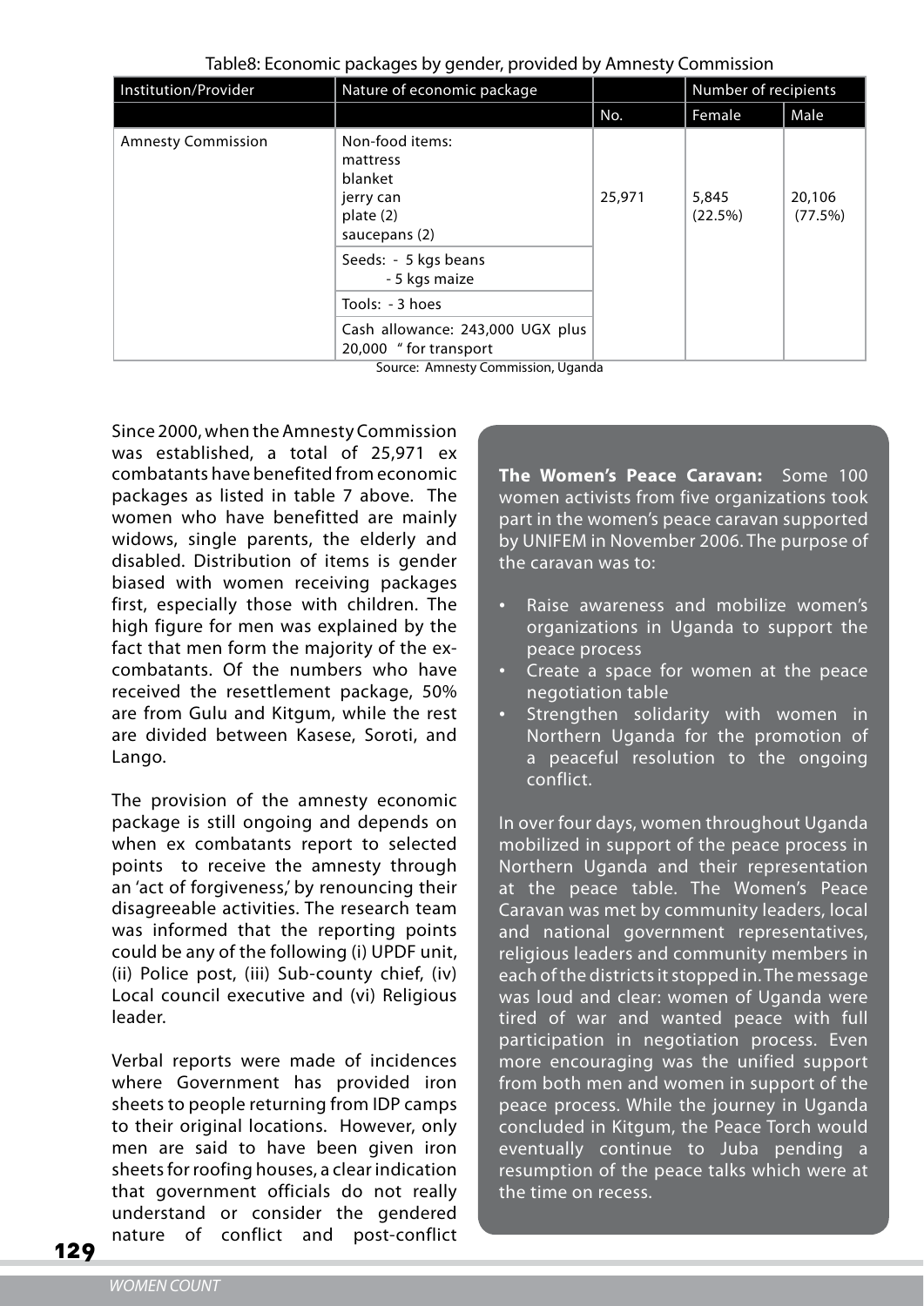Table8: Economic packages by gender, provided by Amnesty Commission

| Institution/Provider | Nature of economic package | | Number of recipients | |
|---|---|---|---|---|
| | | No. | Female | Male |
| Amnesty Commission | Non-food items: mattress blanket jerry can plate (2) saucepans (2) | 25,971 | 5,845 (22.5%) | 20,106 (77.5%) |
| | Seeds: - 5 kgs beans - 5 kgs maize | | | |
| | Tools: - 3 hoes | | | |
| | Cash allowance: 243,000 UGX plus 20,000 " for transport | | | |

Source: Amnesty Commission, Uganda

Since 2000, when the Amnesty Commission was established, a total of 25,971 ex combatants have benefited from economic packages as listed in table 7 above. The women who have benefitted are mainly widows, single parents, the elderly and disabled. Distribution of items is gender biased with women receiving packages first, especially those with children. The high figure for men was explained by the fact that men form the majority of the ex-combatants. Of the numbers who have received the resettlement package, 50% are from Gulu and Kitgum, while the rest are divided between Kasese, Soroti, and Lango.

The provision of the amnesty economic package is still ongoing and depends on when ex combatants report to selected points to receive the amnesty through an 'act of forgiveness,' by renouncing their disagreeable activities. The research team was informed that the reporting points could be any of the following (i) UPDF unit, (ii) Police post, (iii) Sub-county chief, (iv) Local council executive and (vi) Religious leader.

Verbal reports were made of incidences where Government has provided iron sheets to people returning from IDP camps to their original locations. However, only men are said to have been given iron sheets for roofing houses, a clear indication that government officials do not really understand or consider the gendered nature of conflict and post-conflict

**The Women's Peace Caravan:** Some 100 women activists from five organizations took part in the women's peace caravan supported by UNIFEM in November 2006. The purpose of the caravan was to:

- Raise awareness and mobilize women's organizations in Uganda to support the peace process
- Create a space for women at the peace negotiation table
- Strengthen solidarity with women in Northern Uganda for the promotion of a peaceful resolution to the ongoing conflict.

In over four days, women throughout Uganda mobilized in support of the peace process in Northern Uganda and their representation at the peace table. The Women's Peace Caravan was met by community leaders, local and national government representatives, religious leaders and community members in each of the districts it stopped in. The message was loud and clear: women of Uganda were tired of war and wanted peace with full participation in negotiation process. Even more encouraging was the unified support from both men and women in support of the peace process. While the journey in Uganda concluded in Kitgum, the Peace Torch would eventually continue to Juba pending a resumption of the peace talks which were at the time on recess.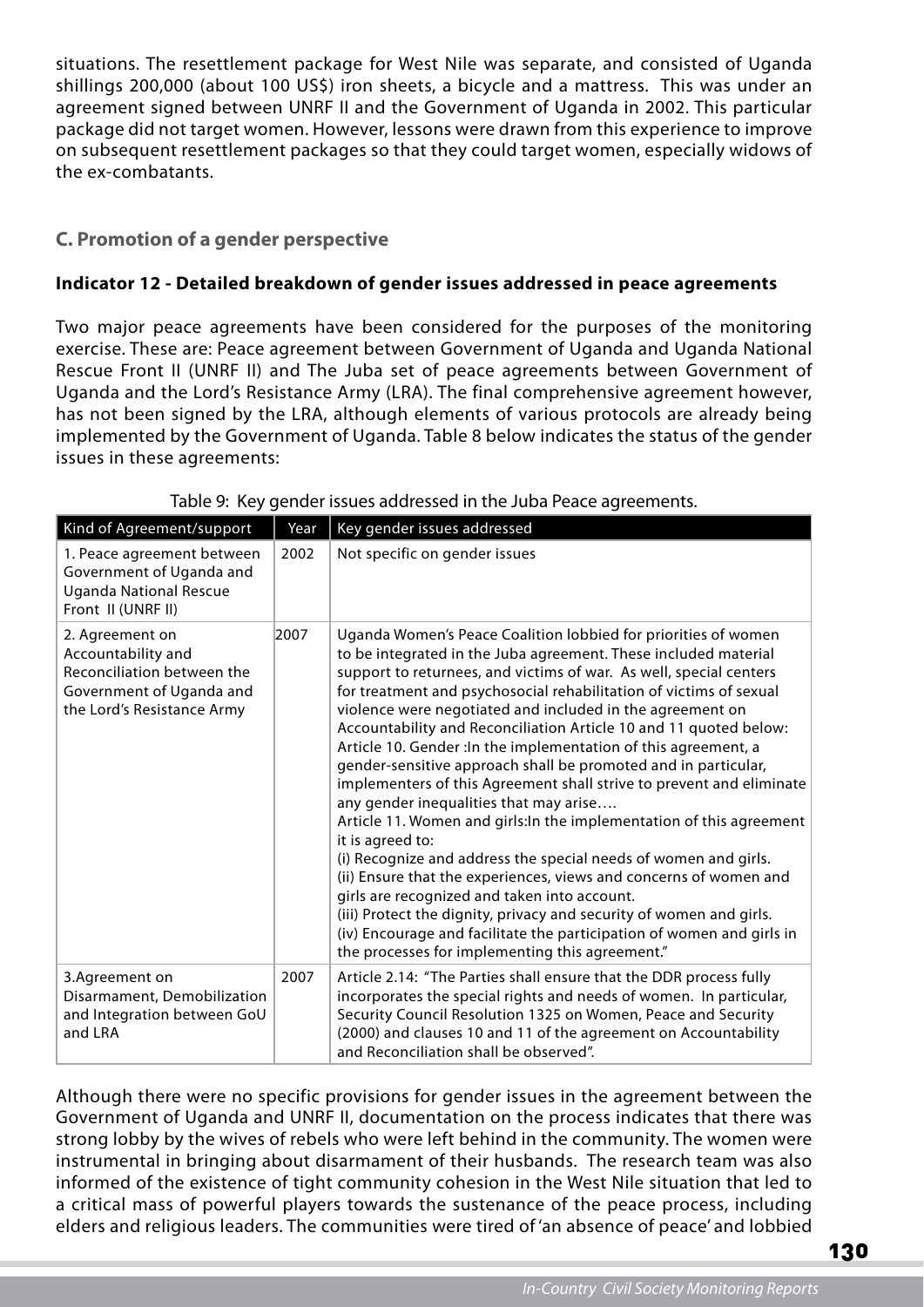situations. The resettlement package for West Nile was separate, and consisted of Uganda shillings 200,000 (about 100 US$) iron sheets, a bicycle and a mattress. This was under an agreement signed between UNRF II and the Government of Uganda in 2002. This particular package did not target women. However, lessons were drawn from this experience to improve on subsequent resettlement packages so that they could target women, especially widows of the ex-combatants.

### C. Promotion of a gender perspective

#### Indicator 12 - Detailed breakdown of gender issues addressed in peace agreements

Two major peace agreements have been considered for the purposes of the monitoring exercise. These are: Peace agreement between Government of Uganda and Uganda National Rescue Front II (UNRF II) and The Juba set of peace agreements between Government of Uganda and the Lord's Resistance Army (LRA). The final comprehensive agreement however, has not been signed by the LRA, although elements of various protocols are already being implemented by the Government of Uganda. Table 8 below indicates the status of the gender issues in these agreements:

Table 9: Key gender issues addressed in the Juba Peace agreements.

| Kind of Agreement/support | Year | Key gender issues addressed |
|---|---|---|
| 1. Peace agreement between Government of Uganda and Uganda National Rescue Front II (UNRF II) | 2002 | Not specific on gender issues |
| 2. Agreement on Accountability and Reconciliation between the Government of Uganda and the Lord's Resistance Army | 2007 | Uganda Women's Peace Coalition lobbied for priorities of women to be integrated in the Juba agreement. These included material support to returnees, and victims of war. As well, special centers for treatment and psychosocial rehabilitation of victims of sexual violence were negotiated and included in the agreement on Accountability and Reconciliation Article 10 and 11 quoted below: Article 10. Gender :In the implementation of this agreement, a gender-sensitive approach shall be promoted and in particular, implementers of this Agreement shall strive to prevent and eliminate any gender inequalities that may arise…. Article 11. Women and girls:In the implementation of this agreement it is agreed to: (i) Recognize and address the special needs of women and girls. (ii) Ensure that the experiences, views and concerns of women and girls are recognized and taken into account. (iii) Protect the dignity, privacy and security of women and girls. (iv) Encourage and facilitate the participation of women and girls in the processes for implementing this agreement." |
| 3.Agreement on Disarmament, Demobilization and Integration between GoU and LRA | 2007 | Article 2.14: "The Parties shall ensure that the DDR process fully incorporates the special rights and needs of women. In particular, Security Council Resolution 1325 on Women, Peace and Security (2000) and clauses 10 and 11 of the agreement on Accountability and Reconciliation shall be observed". |

Although there were no specific provisions for gender issues in the agreement between the Government of Uganda and UNRF II, documentation on the process indicates that there was strong lobby by the wives of rebels who were left behind in the community. The women were instrumental in bringing about disarmament of their husbands. The research team was also informed of the existence of tight community cohesion in the West Nile situation that led to a critical mass of powerful players towards the sustenance of the peace process, including elders and religious leaders. The communities were tired of 'an absence of peace' and lobbied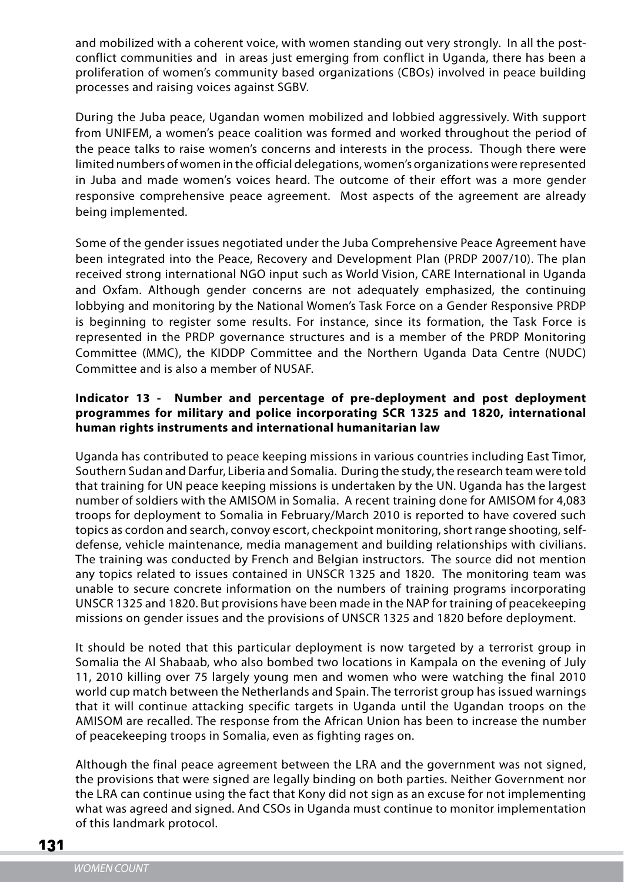and mobilized with a coherent voice, with women standing out very strongly. In all the post-conflict communities and in areas just emerging from conflict in Uganda, there has been a proliferation of women's community based organizations (CBOs) involved in peace building processes and raising voices against SGBV.

During the Juba peace, Ugandan women mobilized and lobbied aggressively. With support from UNIFEM, a women's peace coalition was formed and worked throughout the period of the peace talks to raise women's concerns and interests in the process. Though there were limited numbers of women in the official delegations, women's organizations were represented in Juba and made women's voices heard. The outcome of their effort was a more gender responsive comprehensive peace agreement. Most aspects of the agreement are already being implemented.

Some of the gender issues negotiated under the Juba Comprehensive Peace Agreement have been integrated into the Peace, Recovery and Development Plan (PRDP 2007/10). The plan received strong international NGO input such as World Vision, CARE International in Uganda and Oxfam. Although gender concerns are not adequately emphasized, the continuing lobbying and monitoring by the National Women's Task Force on a Gender Responsive PRDP is beginning to register some results. For instance, since its formation, the Task Force is represented in the PRDP governance structures and is a member of the PRDP Monitoring Committee (MMC), the KIDDP Committee and the Northern Uganda Data Centre (NUDC) Committee and is also a member of NUSAF.

**Indicator 13 - Number and percentage of pre-deployment and post deployment programmes for military and police incorporating SCR 1325 and 1820, international human rights instruments and international humanitarian law**

Uganda has contributed to peace keeping missions in various countries including East Timor, Southern Sudan and Darfur, Liberia and Somalia. During the study, the research team were told that training for UN peace keeping missions is undertaken by the UN. Uganda has the largest number of soldiers with the AMISOM in Somalia. A recent training done for AMISOM for 4,083 troops for deployment to Somalia in February/March 2010 is reported to have covered such topics as cordon and search, convoy escort, checkpoint monitoring, short range shooting, self-defense, vehicle maintenance, media management and building relationships with civilians. The training was conducted by French and Belgian instructors. The source did not mention any topics related to issues contained in UNSCR 1325 and 1820. The monitoring team was unable to secure concrete information on the numbers of training programs incorporating UNSCR 1325 and 1820. But provisions have been made in the NAP for training of peacekeeping missions on gender issues and the provisions of UNSCR 1325 and 1820 before deployment.

It should be noted that this particular deployment is now targeted by a terrorist group in Somalia the Al Shabaab, who also bombed two locations in Kampala on the evening of July 11, 2010 killing over 75 largely young men and women who were watching the final 2010 world cup match between the Netherlands and Spain. The terrorist group has issued warnings that it will continue attacking specific targets in Uganda until the Ugandan troops on the AMISOM are recalled. The response from the African Union has been to increase the number of peacekeeping troops in Somalia, even as fighting rages on.

Although the final peace agreement between the LRA and the government was not signed, the provisions that were signed are legally binding on both parties. Neither Government nor the LRA can continue using the fact that Kony did not sign as an excuse for not implementing what was agreed and signed. And CSOs in Uganda must continue to monitor implementation of this landmark protocol.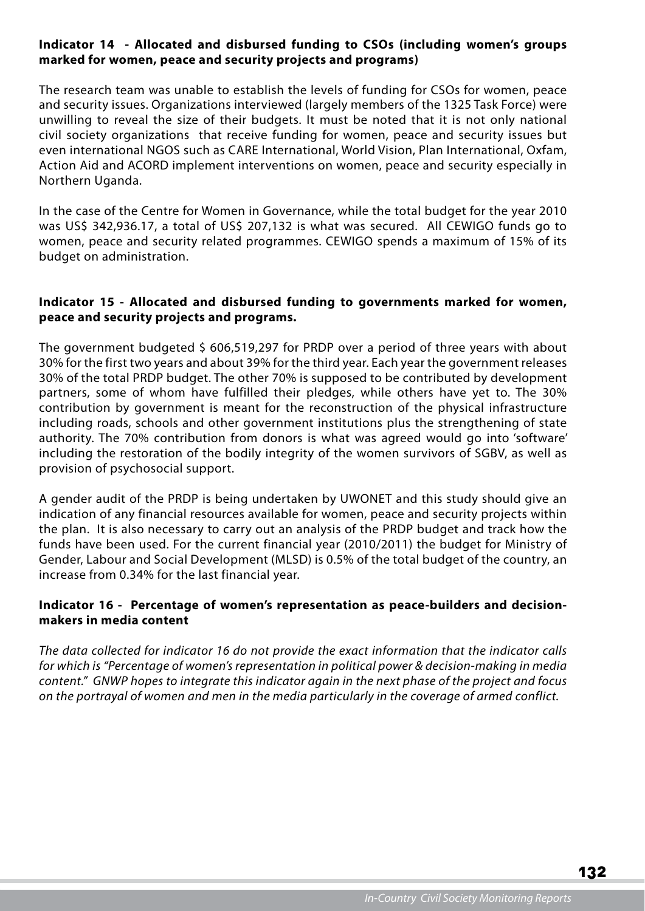**Indicator 14 - Allocated and disbursed funding to CSOs (including women's groups marked for women, peace and security projects and programs)**

The research team was unable to establish the levels of funding for CSOs for women, peace and security issues. Organizations interviewed (largely members of the 1325 Task Force) were unwilling to reveal the size of their budgets. It must be noted that it is not only national civil society organizations that receive funding for women, peace and security issues but even international NGOS such as CARE International, World Vision, Plan International, Oxfam, Action Aid and ACORD implement interventions on women, peace and security especially in Northern Uganda.

In the case of the Centre for Women in Governance, while the total budget for the year 2010 was US$ 342,936.17, a total of US$ 207,132 is what was secured. All CEWIGO funds go to women, peace and security related programmes. CEWIGO spends a maximum of 15% of its budget on administration.

**Indicator 15 - Allocated and disbursed funding to governments marked for women, peace and security projects and programs.**

The government budgeted $ 606,519,297 for PRDP over a period of three years with about 30% for the first two years and about 39% for the third year. Each year the government releases 30% of the total PRDP budget. The other 70% is supposed to be contributed by development partners, some of whom have fulfilled their pledges, while others have yet to. The 30% contribution by government is meant for the reconstruction of the physical infrastructure including roads, schools and other government institutions plus the strengthening of state authority. The 70% contribution from donors is what was agreed would go into 'software' including the restoration of the bodily integrity of the women survivors of SGBV, as well as provision of psychosocial support.

A gender audit of the PRDP is being undertaken by UWONET and this study should give an indication of any financial resources available for women, peace and security projects within the plan. It is also necessary to carry out an analysis of the PRDP budget and track how the funds have been used. For the current financial year (2010/2011) the budget for Ministry of Gender, Labour and Social Development (MLSD) is 0.5% of the total budget of the country, an increase from 0.34% for the last financial year.

**Indicator 16 - Percentage of women's representation as peace-builders and decision-makers in media content**

*The data collected for indicator 16 do not provide the exact information that the indicator calls for which is "Percentage of women's representation in political power & decision-making in media content." GNWP hopes to integrate this indicator again in the next phase of the project and focus on the portrayal of women and men in the media particularly in the coverage of armed conflict.*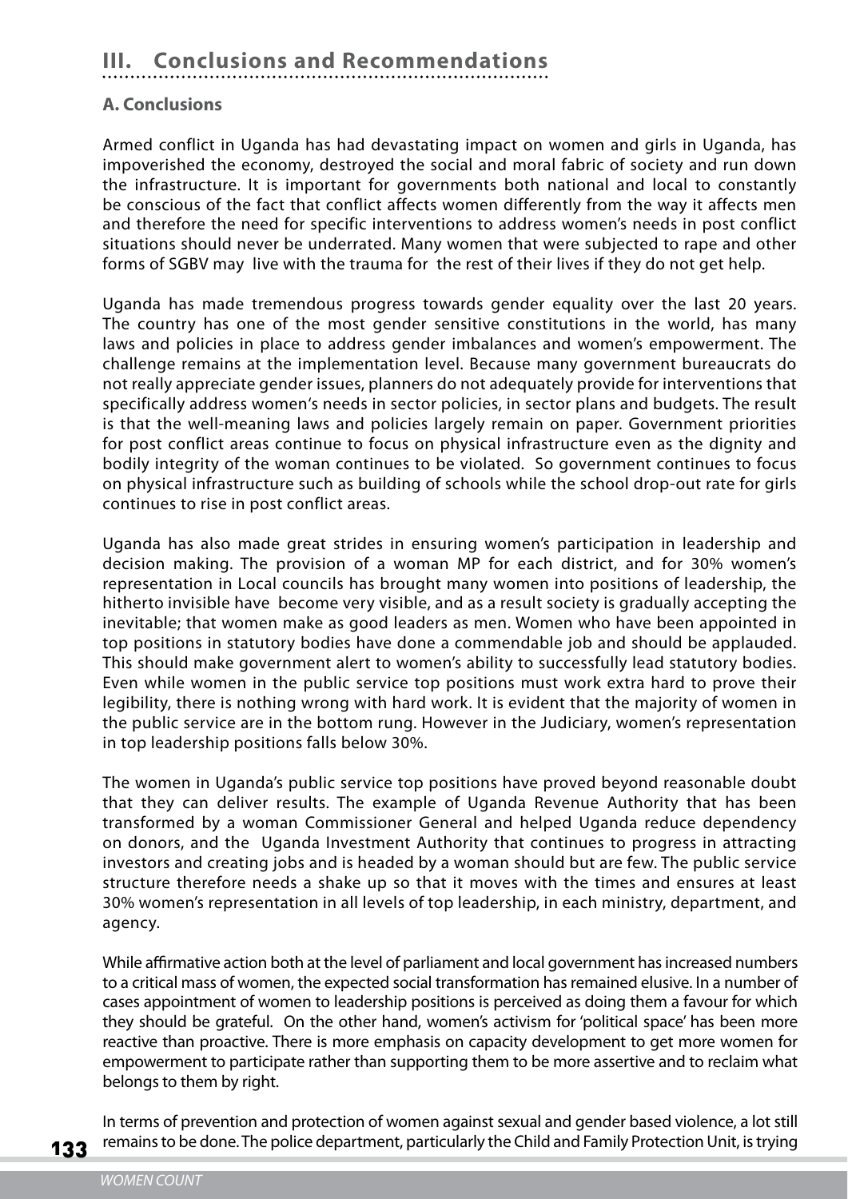## III. Conclusions and Recommendations

### A. Conclusions

Armed conflict in Uganda has had devastating impact on women and girls in Uganda, has impoverished the economy, destroyed the social and moral fabric of society and run down the infrastructure. It is important for governments both national and local to constantly be conscious of the fact that conflict affects women differently from the way it affects men and therefore the need for specific interventions to address women's needs in post conflict situations should never be underrated. Many women that were subjected to rape and other forms of SGBV may live with the trauma for the rest of their lives if they do not get help.

Uganda has made tremendous progress towards gender equality over the last 20 years. The country has one of the most gender sensitive constitutions in the world, has many laws and policies in place to address gender imbalances and women's empowerment. The challenge remains at the implementation level. Because many government bureaucrats do not really appreciate gender issues, planners do not adequately provide for interventions that specifically address women's needs in sector policies, in sector plans and budgets. The result is that the well-meaning laws and policies largely remain on paper. Government priorities for post conflict areas continue to focus on physical infrastructure even as the dignity and bodily integrity of the woman continues to be violated. So government continues to focus on physical infrastructure such as building of schools while the school drop-out rate for girls continues to rise in post conflict areas.

Uganda has also made great strides in ensuring women's participation in leadership and decision making. The provision of a woman MP for each district, and for 30% women's representation in Local councils has brought many women into positions of leadership, the hitherto invisible have become very visible, and as a result society is gradually accepting the inevitable; that women make as good leaders as men. Women who have been appointed in top positions in statutory bodies have done a commendable job and should be applauded. This should make government alert to women's ability to successfully lead statutory bodies. Even while women in the public service top positions must work extra hard to prove their legibility, there is nothing wrong with hard work. It is evident that the majority of women in the public service are in the bottom rung. However in the Judiciary, women's representation in top leadership positions falls below 30%.

The women in Uganda's public service top positions have proved beyond reasonable doubt that they can deliver results. The example of Uganda Revenue Authority that has been transformed by a woman Commissioner General and helped Uganda reduce dependency on donors, and the Uganda Investment Authority that continues to progress in attracting investors and creating jobs and is headed by a woman should but are few. The public service structure therefore needs a shake up so that it moves with the times and ensures at least 30% women's representation in all levels of top leadership, in each ministry, department, and agency.

While affirmative action both at the level of parliament and local government has increased numbers to a critical mass of women, the expected social transformation has remained elusive. In a number of cases appointment of women to leadership positions is perceived as doing them a favour for which they should be grateful. On the other hand, women's activism for 'political space' has been more reactive than proactive. There is more emphasis on capacity development to get more women for empowerment to participate rather than supporting them to be more assertive and to reclaim what belongs to them by right.

In terms of prevention and protection of women against sexual and gender based violence, a lot still remains to be done. The police department, particularly the Child and Family Protection Unit, is trying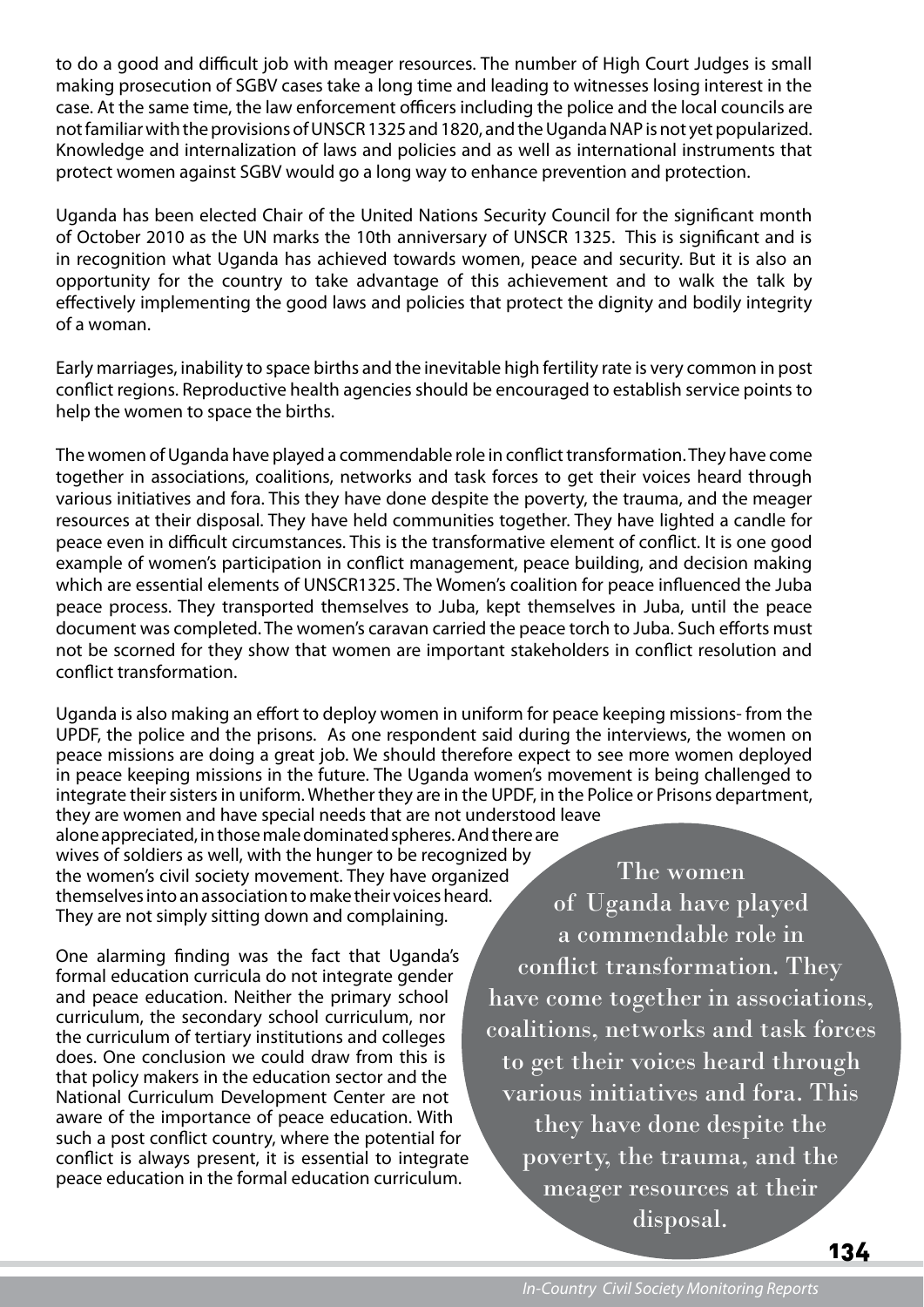to do a good and difficult job with meager resources. The number of High Court Judges is small making prosecution of SGBV cases take a long time and leading to witnesses losing interest in the case. At the same time, the law enforcement officers including the police and the local councils are not familiar with the provisions of UNSCR 1325 and 1820, and the Uganda NAP is not yet popularized. Knowledge and internalization of laws and policies and as well as international instruments that protect women against SGBV would go a long way to enhance prevention and protection.

Uganda has been elected Chair of the United Nations Security Council for the significant month of October 2010 as the UN marks the 10th anniversary of UNSCR 1325. This is significant and is in recognition what Uganda has achieved towards women, peace and security. But it is also an opportunity for the country to take advantage of this achievement and to walk the talk by effectively implementing the good laws and policies that protect the dignity and bodily integrity of a woman.

Early marriages, inability to space births and the inevitable high fertility rate is very common in post conflict regions. Reproductive health agencies should be encouraged to establish service points to help the women to space the births.

The women of Uganda have played a commendable role in conflict transformation. They have come together in associations, coalitions, networks and task forces to get their voices heard through various initiatives and fora. This they have done despite the poverty, the trauma, and the meager resources at their disposal. They have held communities together. They have lighted a candle for peace even in difficult circumstances. This is the transformative element of conflict. It is one good example of women's participation in conflict management, peace building, and decision making which are essential elements of UNSCR1325. The Women's coalition for peace influenced the Juba peace process. They transported themselves to Juba, kept themselves in Juba, until the peace document was completed. The women's caravan carried the peace torch to Juba. Such efforts must not be scorned for they show that women are important stakeholders in conflict resolution and conflict transformation.

Uganda is also making an effort to deploy women in uniform for peace keeping missions- from the UPDF, the police and the prisons. As one respondent said during the interviews, the women on peace missions are doing a great job. We should therefore expect to see more women deployed in peace keeping missions in the future. The Uganda women's movement is being challenged to integrate their sisters in uniform. Whether they are in the UPDF, in the Police or Prisons department, they are women and have special needs that are not understood leave alone appreciated, in those male dominated spheres. And there are wives of soldiers as well, with the hunger to be recognized by the women's civil society movement. They have organized themselves into an association to make their voices heard. They are not simply sitting down and complaining.

One alarming finding was the fact that Uganda's formal education curricula do not integrate gender and peace education. Neither the primary school curriculum, the secondary school curriculum, nor the curriculum of tertiary institutions and colleges does. One conclusion we could draw from this is that policy makers in the education sector and the National Curriculum Development Center are not aware of the importance of peace education. With such a post conflict country, where the potential for conflict is always present, it is essential to integrate peace education in the formal education curriculum.

> The women of Uganda have played a commendable role in conflict transformation. They have come together in associations, coalitions, networks and task forces to get their voices heard through various initiatives and fora. This they have done despite the poverty, the trauma, and the meager resources at their disposal.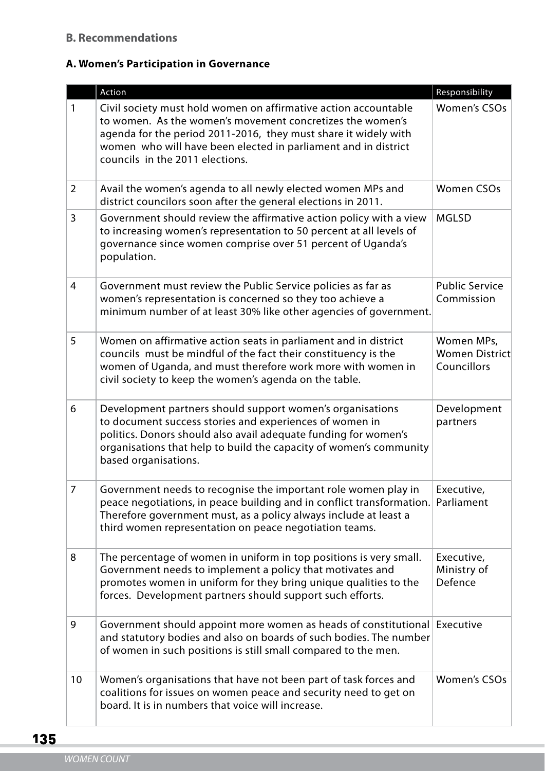### B. Recommendations

### A. Women's Participation in Governance

| | Action | Responsibility |
|---|---|---|
| 1 | Civil society must hold women on affirmative action accountable to women. As the women's movement concretizes the women's agenda for the period 2011-2016, they must share it widely with women who will have been elected in parliament and in district councils in the 2011 elections. | Women's CSOs |
| 2 | Avail the women's agenda to all newly elected women MPs and district councilors soon after the general elections in 2011. | Women CSOs |
| 3 | Government should review the affirmative action policy with a view to increasing women's representation to 50 percent at all levels of governance since women comprise over 51 percent of Uganda's population. | MGLSD |
| 4 | Government must review the Public Service policies as far as women's representation is concerned so they too achieve a minimum number of at least 30% like other agencies of government. | Public Service Commission |
| 5 | Women on affirmative action seats in parliament and in district councils must be mindful of the fact their constituency is the women of Uganda, and must therefore work more with women in civil society to keep the women's agenda on the table. | Women MPs, Women District Councillors |
| 6 | Development partners should support women's organisations to document success stories and experiences of women in politics. Donors should also avail adequate funding for women's organisations that help to build the capacity of women's community based organisations. | Development partners |
| 7 | Government needs to recognise the important role women play in peace negotiations, in peace building and in conflict transformation. Therefore government must, as a policy always include at least a third women representation on peace negotiation teams. | Executive, Parliament |
| 8 | The percentage of women in uniform in top positions is very small. Government needs to implement a policy that motivates and promotes women in uniform for they bring unique qualities to the forces. Development partners should support such efforts. | Executive, Ministry of Defence |
| 9 | Government should appoint more women as heads of constitutional and statutory bodies and also on boards of such bodies. The number of women in such positions is still small compared to the men. | Executive |
| 10 | Women's organisations that have not been part of task forces and coalitions for issues on women peace and security need to get on board. It is in numbers that voice will increase. | Women's CSOs |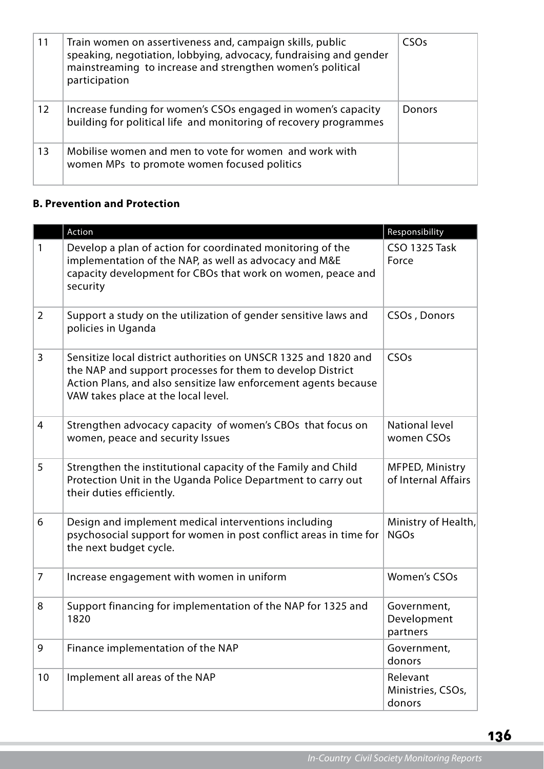| | | |
|---|---|---|
| 11 | Train women on assertiveness and, campaign skills, public speaking, negotiation, lobbying, advocacy, fundraising and gender mainstreaming to increase and strengthen women's political participation | CSOs |
| 12 | Increase funding for women's CSOs engaged in women's capacity building for political life and monitoring of recovery programmes | Donors |
| 13 | Mobilise women and men to vote for women and work with women MPs to promote women focused politics | |

**B. Prevention and Protection**

| | Action | Responsibility |
|---|---|---|
| 1 | Develop a plan of action for coordinated monitoring of the implementation of the NAP, as well as advocacy and M&E capacity development for CBOs that work on women, peace and security | CSO 1325 Task Force |
| 2 | Support a study on the utilization of gender sensitive laws and policies in Uganda | CSOs , Donors |
| 3 | Sensitize local district authorities on UNSCR 1325 and 1820 and the NAP and support processes for them to develop District Action Plans, and also sensitize law enforcement agents because VAW takes place at the local level. | CSOs |
| 4 | Strengthen advocacy capacity of women's CBOs that focus on women, peace and security Issues | National level women CSOs |
| 5 | Strengthen the institutional capacity of the Family and Child Protection Unit in the Uganda Police Department to carry out their duties efficiently. | MFPED, Ministry of Internal Affairs |
| 6 | Design and implement medical interventions including psychosocial support for women in post conflict areas in time for the next budget cycle. | Ministry of Health, NGOs |
| 7 | Increase engagement with women in uniform | Women's CSOs |
| 8 | Support financing for implementation of the NAP for 1325 and 1820 | Government, Development partners |
| 9 | Finance implementation of the NAP | Government, donors |
| 10 | Implement all areas of the NAP | Relevant Ministries, CSOs, donors |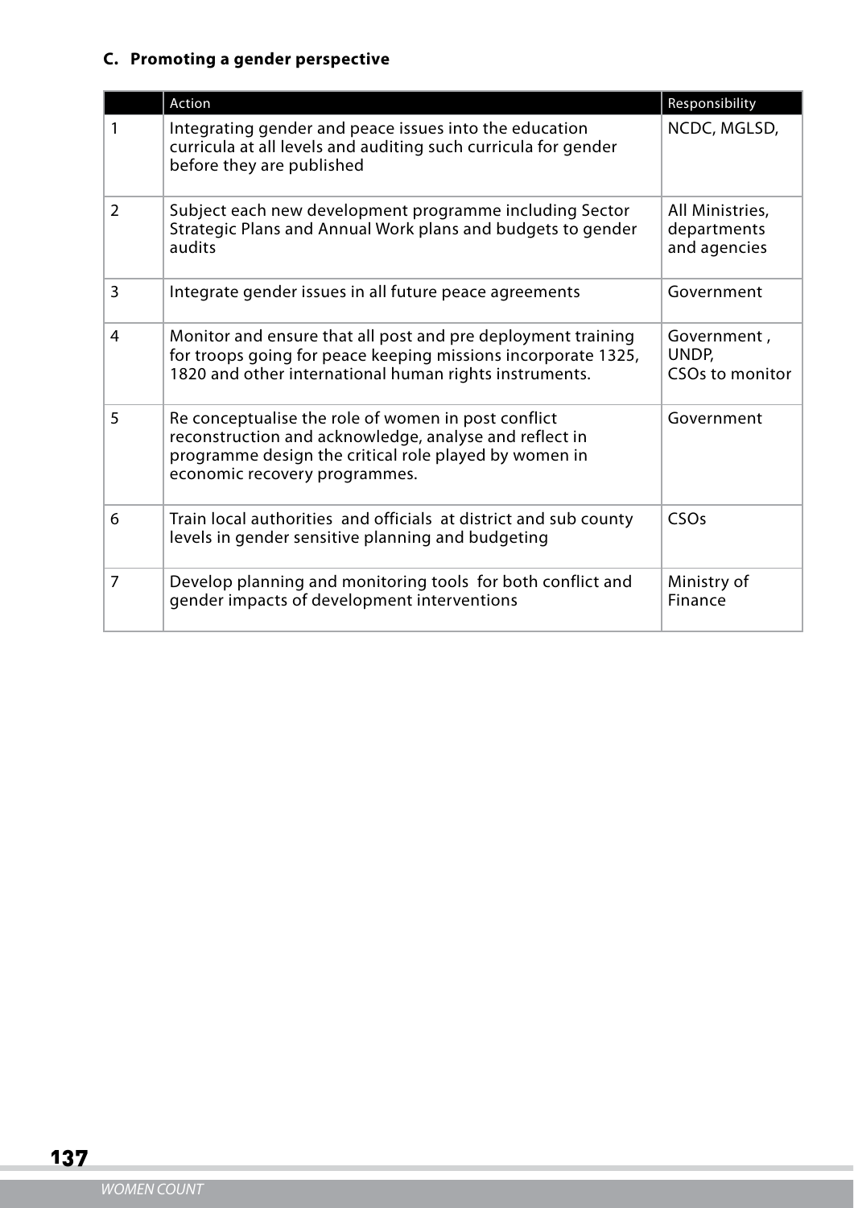### C. Promoting a gender perspective

| | Action | Responsibility |
|---|---|---|
| 1 | Integrating gender and peace issues into the education curricula at all levels and auditing such curricula for gender before they are published | NCDC, MGLSD, |
| 2 | Subject each new development programme including Sector Strategic Plans and Annual Work plans and budgets to gender audits | All Ministries, departments and agencies |
| 3 | Integrate gender issues in all future peace agreements | Government |
| 4 | Monitor and ensure that all post and pre deployment training for troops going for peace keeping missions incorporate 1325, 1820 and other international human rights instruments. | Government , UNDP, CSOs to monitor |
| 5 | Re conceptualise the role of women in post conflict reconstruction and acknowledge, analyse and reflect in programme design the critical role played by women in economic recovery programmes. | Government |
| 6 | Train local authorities and officials at district and sub county levels in gender sensitive planning and budgeting | CSOs |
| 7 | Develop planning and monitoring tools for both conflict and gender impacts of development interventions | Ministry of Finance |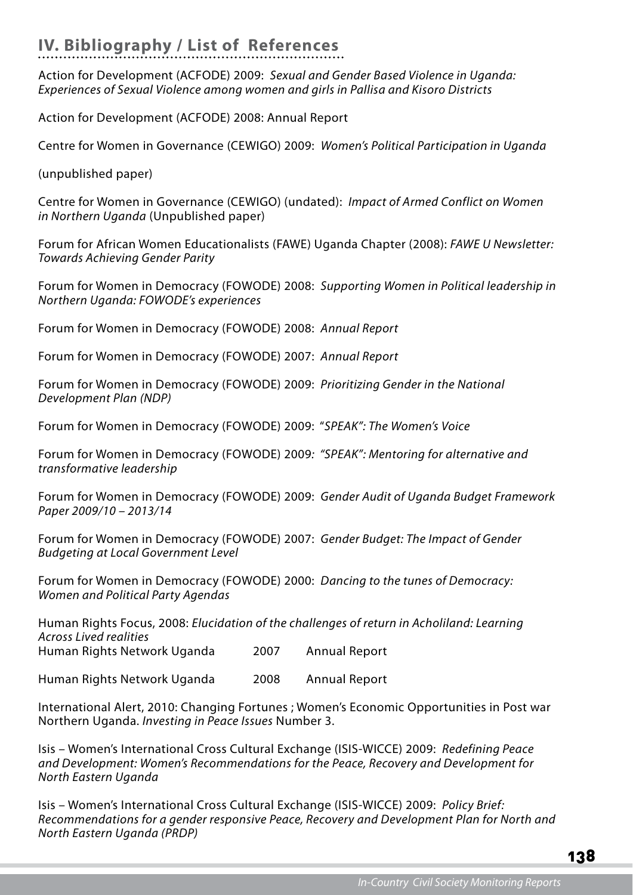## IV. Bibliography / List of References

Action for Development (ACFODE) 2009: *Sexual and Gender Based Violence in Uganda: Experiences of Sexual Violence among women and girls in Pallisa and Kisoro Districts*

Action for Development (ACFODE) 2008: Annual Report

Centre for Women in Governance (CEWIGO) 2009: *Women's Political Participation in Uganda*

(unpublished paper)

Centre for Women in Governance (CEWIGO) (undated): *Impact of Armed Conflict on Women in Northern Uganda* (Unpublished paper)

Forum for African Women Educationalists (FAWE) Uganda Chapter (2008): *FAWE U Newsletter: Towards Achieving Gender Parity*

Forum for Women in Democracy (FOWODE) 2008: *Supporting Women in Political leadership in Northern Uganda: FOWODE's experiences*

Forum for Women in Democracy (FOWODE) 2008: *Annual Report*

Forum for Women in Democracy (FOWODE) 2007: *Annual Report*

Forum for Women in Democracy (FOWODE) 2009: *Prioritizing Gender in the National Development Plan (NDP)*

Forum for Women in Democracy (FOWODE) 2009: "*SPEAK": The Women's Voice*

Forum for Women in Democracy (FOWODE) 2009*: "SPEAK": Mentoring for alternative and transformative leadership*

Forum for Women in Democracy (FOWODE) 2009: *Gender Audit of Uganda Budget Framework Paper 2009/10 – 2013/14*

Forum for Women in Democracy (FOWODE) 2007: *Gender Budget: The Impact of Gender Budgeting at Local Government Level*

Forum for Women in Democracy (FOWODE) 2000: *Dancing to the tunes of Democracy: Women and Political Party Agendas*

Human Rights Focus, 2008: *Elucidation of the challenges of return in Acholiland: Learning Across Lived realities*

Human Rights Network Uganda 2007 Annual Report

Human Rights Network Uganda 2008 Annual Report

International Alert, 2010: Changing Fortunes ; Women's Economic Opportunities in Post war Northern Uganda. *Investing in Peace Issues* Number 3.

Isis – Women's International Cross Cultural Exchange (ISIS-WICCE) 2009: *Redefining Peace and Development: Women's Recommendations for the Peace, Recovery and Development for North Eastern Uganda*

Isis – Women's International Cross Cultural Exchange (ISIS-WICCE) 2009: *Policy Brief: Recommendations for a gender responsive Peace, Recovery and Development Plan for North and North Eastern Uganda (PRDP)*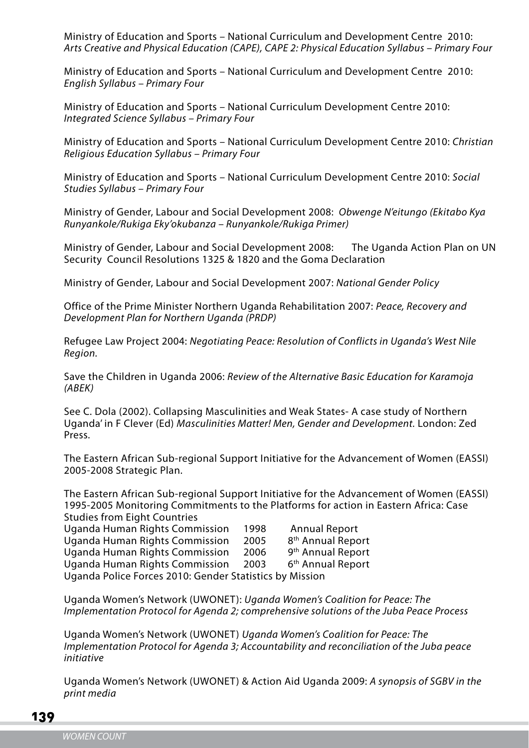Ministry of Education and Sports – National Curriculum and Development Centre 2010: *Arts Creative and Physical Education (CAPE), CAPE 2: Physical Education Syllabus – Primary Four*

Ministry of Education and Sports – National Curriculum and Development Centre 2010: *English Syllabus – Primary Four*

Ministry of Education and Sports – National Curriculum Development Centre 2010: *Integrated Science Syllabus – Primary Four*

Ministry of Education and Sports – National Curriculum Development Centre 2010: *Christian Religious Education Syllabus – Primary Four*

Ministry of Education and Sports – National Curriculum Development Centre 2010: *Social Studies Syllabus – Primary Four*

Ministry of Gender, Labour and Social Development 2008: *Obwenge N'eitungo (Ekitabo Kya Runyankole/Rukiga Eky'okubanza – Runyankole/Rukiga Primer)*

Ministry of Gender, Labour and Social Development 2008: The Uganda Action Plan on UN Security Council Resolutions 1325 & 1820 and the Goma Declaration

Ministry of Gender, Labour and Social Development 2007: *National Gender Policy*

Office of the Prime Minister Northern Uganda Rehabilitation 2007: *Peace, Recovery and Development Plan for Northern Uganda (PRDP)*

Refugee Law Project 2004: *Negotiating Peace: Resolution of Conflicts in Uganda's West Nile Region.*

Save the Children in Uganda 2006: *Review of the Alternative Basic Education for Karamoja (ABEK)*

See C. Dola (2002). Collapsing Masculinities and Weak States- A case study of Northern Uganda' in F Clever (Ed) *Masculinities Matter! Men, Gender and Development.* London: Zed Press.

The Eastern African Sub-regional Support Initiative for the Advancement of Women (EASSI) 2005-2008 Strategic Plan.

The Eastern African Sub-regional Support Initiative for the Advancement of Women (EASSI) 1995-2005 Monitoring Commitments to the Platforms for action in Eastern Africa: Case Studies from Eight Countries

| | | |
|---|---|---|
| Uganda Human Rights Commission | 1998 | Annual Report |
| Uganda Human Rights Commission | 2005 | 8th Annual Report |
| Uganda Human Rights Commission | 2006 | 9th Annual Report |
| Uganda Human Rights Commission | 2003 | 6th Annual Report |

Uganda Police Forces 2010: Gender Statistics by Mission

Uganda Women's Network (UWONET): *Uganda Women's Coalition for Peace: The Implementation Protocol for Agenda 2; comprehensive solutions of the Juba Peace Process*

Uganda Women's Network (UWONET) *Uganda Women's Coalition for Peace: The Implementation Protocol for Agenda 3; Accountability and reconciliation of the Juba peace initiative*

Uganda Women's Network (UWONET) & Action Aid Uganda 2009: *A synopsis of SGBV in the print media*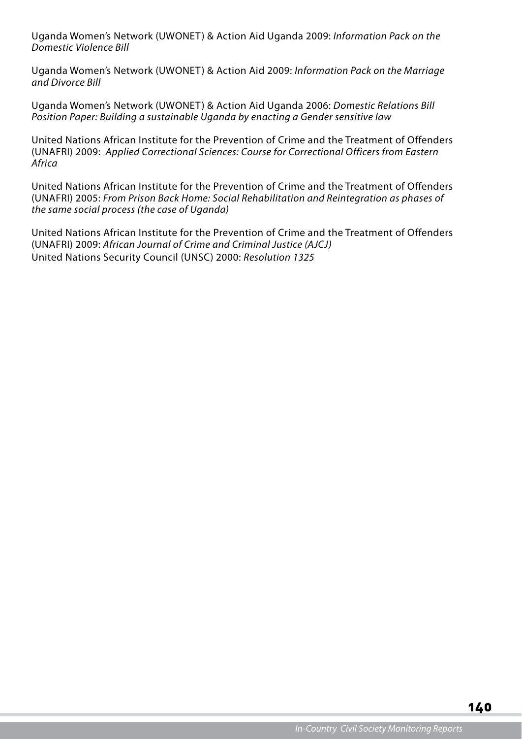Uganda Women's Network (UWONET) & Action Aid Uganda 2009: *Information Pack on the Domestic Violence Bill*

Uganda Women's Network (UWONET) & Action Aid 2009: *Information Pack on the Marriage and Divorce Bill*

Uganda Women's Network (UWONET) & Action Aid Uganda 2006: *Domestic Relations Bill Position Paper: Building a sustainable Uganda by enacting a Gender sensitive law*

United Nations African Institute for the Prevention of Crime and the Treatment of Offenders (UNAFRI) 2009: *Applied Correctional Sciences: Course for Correctional Officers from Eastern Africa*

United Nations African Institute for the Prevention of Crime and the Treatment of Offenders (UNAFRI) 2005: *From Prison Back Home: Social Rehabilitation and Reintegration as phases of the same social process (the case of Uganda)*

United Nations African Institute for the Prevention of Crime and the Treatment of Offenders (UNAFRI) 2009: *African Journal of Crime and Criminal Justice (AJCJ)*
United Nations Security Council (UNSC) 2000: *Resolution 1325*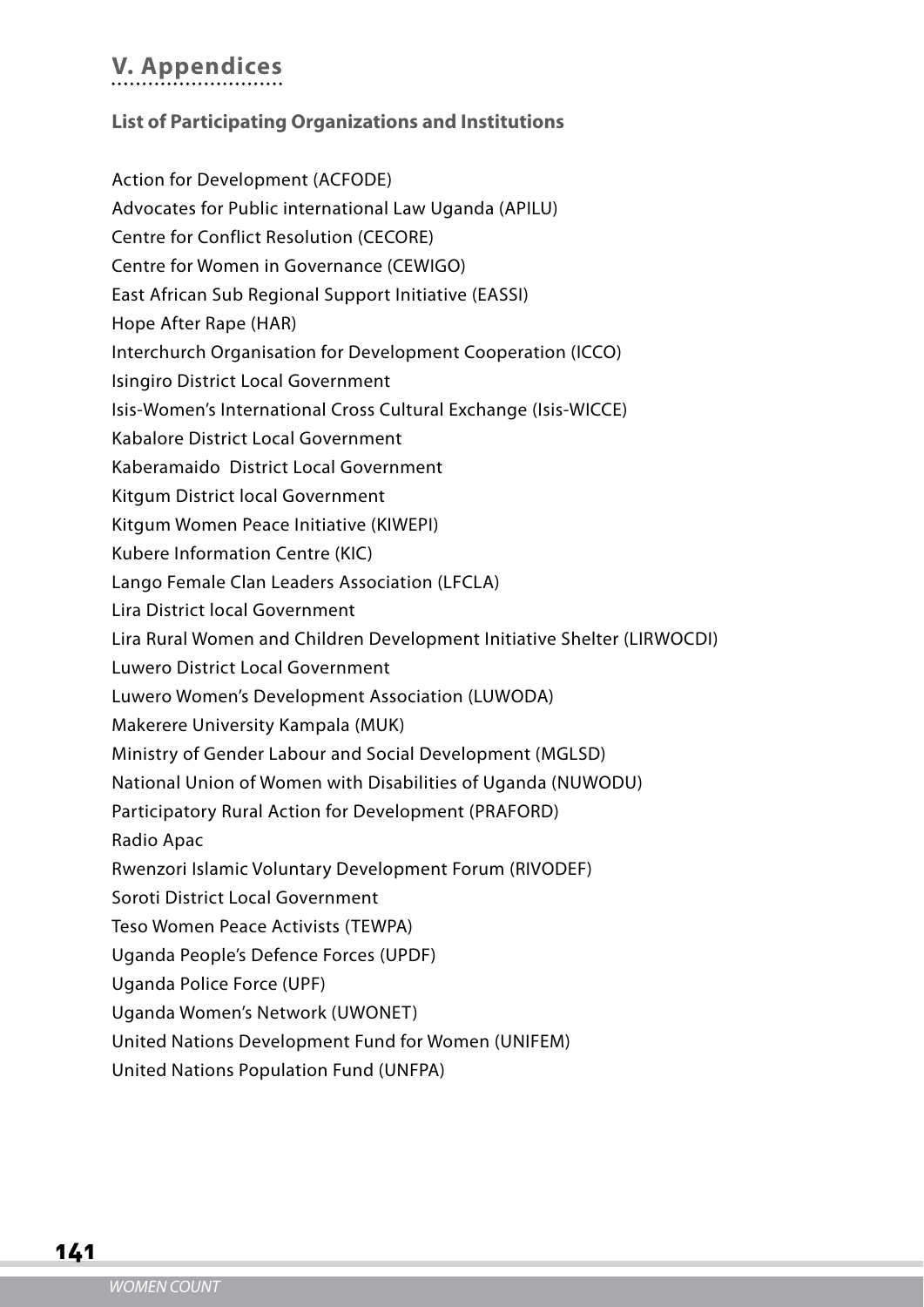## V. Appendices

### List of Participating Organizations and Institutions

Action for Development (ACFODE)
Advocates for Public international Law Uganda (APILU)
Centre for Conflict Resolution (CECORE)
Centre for Women in Governance (CEWIGO)
East African Sub Regional Support Initiative (EASSI)
Hope After Rape (HAR)
Interchurch Organisation for Development Cooperation (ICCO)
Isingiro District Local Government
Isis-Women's International Cross Cultural Exchange (Isis-WICCE)
Kabalore District Local Government
Kaberamaido District Local Government
Kitgum District local Government
Kitgum Women Peace Initiative (KIWEPI)
Kubere Information Centre (KIC)
Lango Female Clan Leaders Association (LFCLA)
Lira District local Government
Lira Rural Women and Children Development Initiative Shelter (LIRWOCDI)
Luwero District Local Government
Luwero Women's Development Association (LUWODA)
Makerere University Kampala (MUK)
Ministry of Gender Labour and Social Development (MGLSD)
National Union of Women with Disabilities of Uganda (NUWODU)
Participatory Rural Action for Development (PRAFORD)
Radio Apac
Rwenzori Islamic Voluntary Development Forum (RIVODEF)
Soroti District Local Government
Teso Women Peace Activists (TEWPA)
Uganda People's Defence Forces (UPDF)
Uganda Police Force (UPF)
Uganda Women's Network (UWONET)
United Nations Development Fund for Women (UNIFEM)
United Nations Population Fund (UNFPA)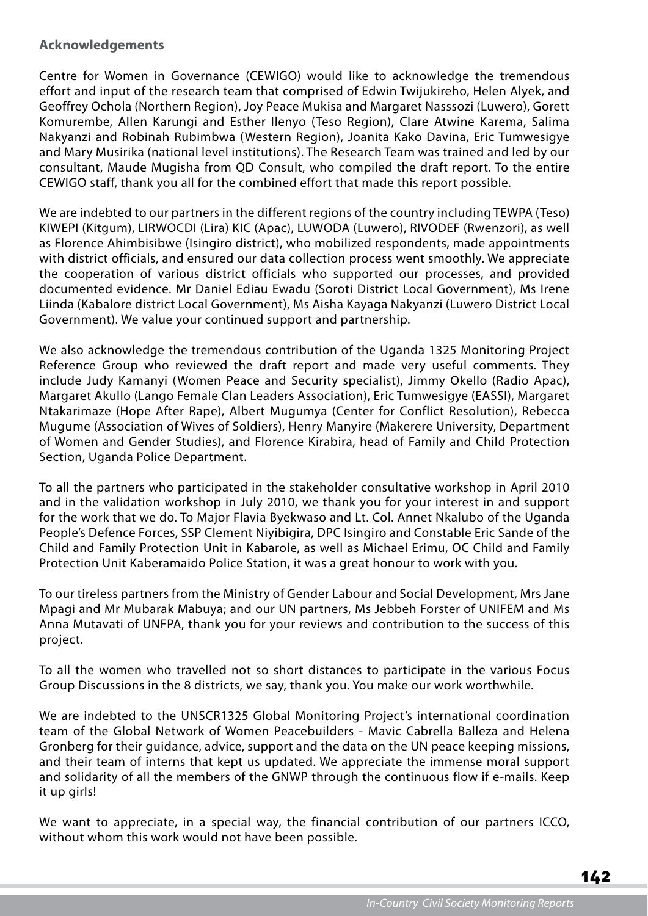**Acknowledgements**

Centre for Women in Governance (CEWIGO) would like to acknowledge the tremendous effort and input of the research team that comprised of Edwin Twijukireho, Helen Alyek, and Geoffrey Ochola (Northern Region), Joy Peace Mukisa and Margaret Nasssozi (Luwero), Gorett Komurembe, Allen Karungi and Esther Ilenyo (Teso Region), Clare Atwine Karema, Salima Nakyanzi and Robinah Rubimbwa (Western Region), Joanita Kako Davina, Eric Tumwesigye and Mary Musirika (national level institutions). The Research Team was trained and led by our consultant, Maude Mugisha from QD Consult, who compiled the draft report. To the entire CEWIGO staff, thank you all for the combined effort that made this report possible.

We are indebted to our partners in the different regions of the country including TEWPA (Teso) KIWEPI (Kitgum), LIRWOCDI (Lira) KIC (Apac), LUWODA (Luwero), RIVODEF (Rwenzori), as well as Florence Ahimbisibwe (Isingiro district), who mobilized respondents, made appointments with district officials, and ensured our data collection process went smoothly. We appreciate the cooperation of various district officials who supported our processes, and provided documented evidence. Mr Daniel Ediau Ewadu (Soroti District Local Government), Ms Irene Liinda (Kabalore district Local Government), Ms Aisha Kayaga Nakyanzi (Luwero District Local Government). We value your continued support and partnership.

We also acknowledge the tremendous contribution of the Uganda 1325 Monitoring Project Reference Group who reviewed the draft report and made very useful comments. They include Judy Kamanyi (Women Peace and Security specialist), Jimmy Okello (Radio Apac), Margaret Akullo (Lango Female Clan Leaders Association), Eric Tumwesigye (EASSI), Margaret Ntakarimaze (Hope After Rape), Albert Mugumya (Center for Conflict Resolution), Rebecca Mugume (Association of Wives of Soldiers), Henry Manyire (Makerere University, Department of Women and Gender Studies), and Florence Kirabira, head of Family and Child Protection Section, Uganda Police Department.

To all the partners who participated in the stakeholder consultative workshop in April 2010 and in the validation workshop in July 2010, we thank you for your interest in and support for the work that we do. To Major Flavia Byekwaso and Lt. Col. Annet Nkalubo of the Uganda People's Defence Forces, SSP Clement Niyibigira, DPC Isingiro and Constable Eric Sande of the Child and Family Protection Unit in Kabarole, as well as Michael Erimu, OC Child and Family Protection Unit Kaberamaido Police Station, it was a great honour to work with you.

To our tireless partners from the Ministry of Gender Labour and Social Development, Mrs Jane Mpagi and Mr Mubarak Mabuya; and our UN partners, Ms Jebbeh Forster of UNIFEM and Ms Anna Mutavati of UNFPA, thank you for your reviews and contribution to the success of this project.

To all the women who travelled not so short distances to participate in the various Focus Group Discussions in the 8 districts, we say, thank you. You make our work worthwhile.

We are indebted to the UNSCR1325 Global Monitoring Project's international coordination team of the Global Network of Women Peacebuilders - Mavic Cabrella Balleza and Helena Gronberg for their guidance, advice, support and the data on the UN peace keeping missions, and their team of interns that kept us updated. We appreciate the immense moral support and solidarity of all the members of the GNWP through the continuous flow if e-mails. Keep it up girls!

We want to appreciate, in a special way, the financial contribution of our partners ICCO, without whom this work would not have been possible.